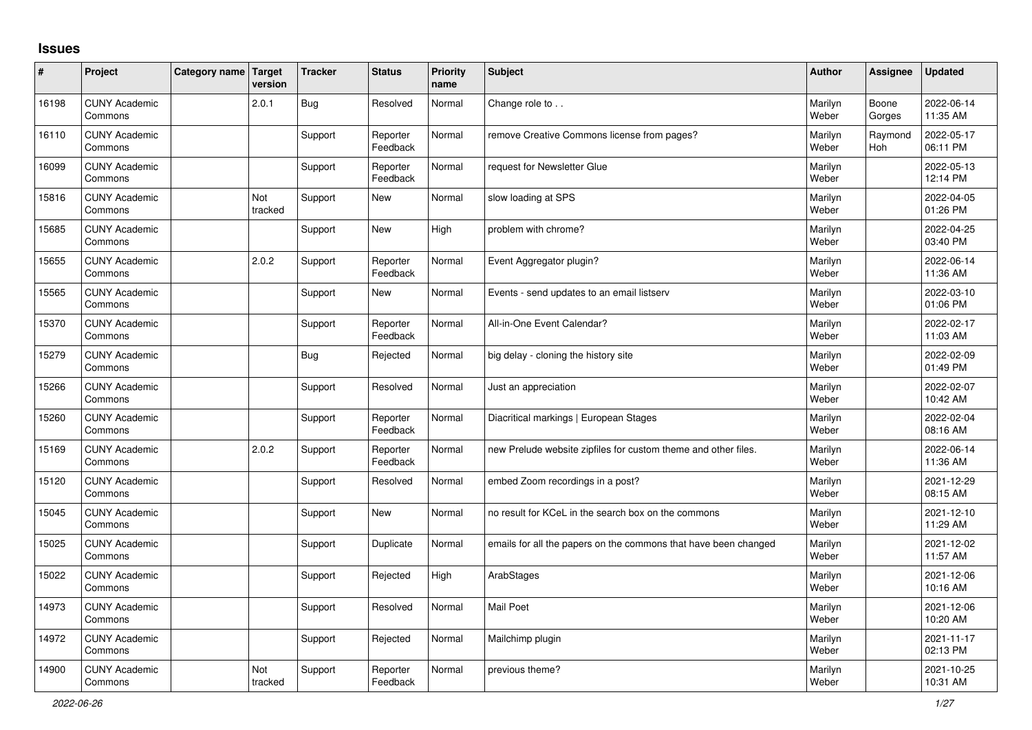# Issues

| # | Project | Category name | Target version | Tracker | Status | Priority name | Subject | Author | Assignee | Updated |
|---|---|---|---|---|---|---|---|---|---|---|
| 16198 | CUNY Academic Commons | | 2.0.1 | Bug | Resolved | Normal | Change role to . . | Marilyn Weber | Boone Gorges | 2022-06-14 11:35 AM |
| 16110 | CUNY Academic Commons | | | Support | Reporter Feedback | Normal | remove Creative Commons license from pages? | Marilyn Weber | Raymond Hoh | 2022-05-17 06:11 PM |
| 16099 | CUNY Academic Commons | | | Support | Reporter Feedback | Normal | request for Newsletter Glue | Marilyn Weber | | 2022-05-13 12:14 PM |
| 15816 | CUNY Academic Commons | | Not tracked | Support | New | Normal | slow loading at SPS | Marilyn Weber | | 2022-04-05 01:26 PM |
| 15685 | CUNY Academic Commons | | | Support | New | High | problem with chrome? | Marilyn Weber | | 2022-04-25 03:40 PM |
| 15655 | CUNY Academic Commons | | 2.0.2 | Support | Reporter Feedback | Normal | Event Aggregator plugin? | Marilyn Weber | | 2022-06-14 11:36 AM |
| 15565 | CUNY Academic Commons | | | Support | New | Normal | Events - send updates to an email listserv | Marilyn Weber | | 2022-03-10 01:06 PM |
| 15370 | CUNY Academic Commons | | | Support | Reporter Feedback | Normal | All-in-One Event Calendar? | Marilyn Weber | | 2022-02-17 11:03 AM |
| 15279 | CUNY Academic Commons | | | Bug | Rejected | Normal | big delay - cloning the history site | Marilyn Weber | | 2022-02-09 01:49 PM |
| 15266 | CUNY Academic Commons | | | Support | Resolved | Normal | Just an appreciation | Marilyn Weber | | 2022-02-07 10:42 AM |
| 15260 | CUNY Academic Commons | | | Support | Reporter Feedback | Normal | Diacritical markings \| European Stages | Marilyn Weber | | 2022-02-04 08:16 AM |
| 15169 | CUNY Academic Commons | | 2.0.2 | Support | Reporter Feedback | Normal | new Prelude website zipfiles for custom theme and other files. | Marilyn Weber | | 2022-06-14 11:36 AM |
| 15120 | CUNY Academic Commons | | | Support | Resolved | Normal | embed Zoom recordings in a post? | Marilyn Weber | | 2021-12-29 08:15 AM |
| 15045 | CUNY Academic Commons | | | Support | New | Normal | no result for KCeL in the search box on the commons | Marilyn Weber | | 2021-12-10 11:29 AM |
| 15025 | CUNY Academic Commons | | | Support | Duplicate | Normal | emails for all the papers on the commons that have been changed | Marilyn Weber | | 2021-12-02 11:57 AM |
| 15022 | CUNY Academic Commons | | | Support | Rejected | High | ArabStages | Marilyn Weber | | 2021-12-06 10:16 AM |
| 14973 | CUNY Academic Commons | | | Support | Resolved | Normal | Mail Poet | Marilyn Weber | | 2021-12-06 10:20 AM |
| 14972 | CUNY Academic Commons | | | Support | Rejected | Normal | Mailchimp plugin | Marilyn Weber | | 2021-11-17 02:13 PM |
| 14900 | CUNY Academic Commons | | Not tracked | Support | Reporter Feedback | Normal | previous theme? | Marilyn Weber | | 2021-10-25 10:31 AM |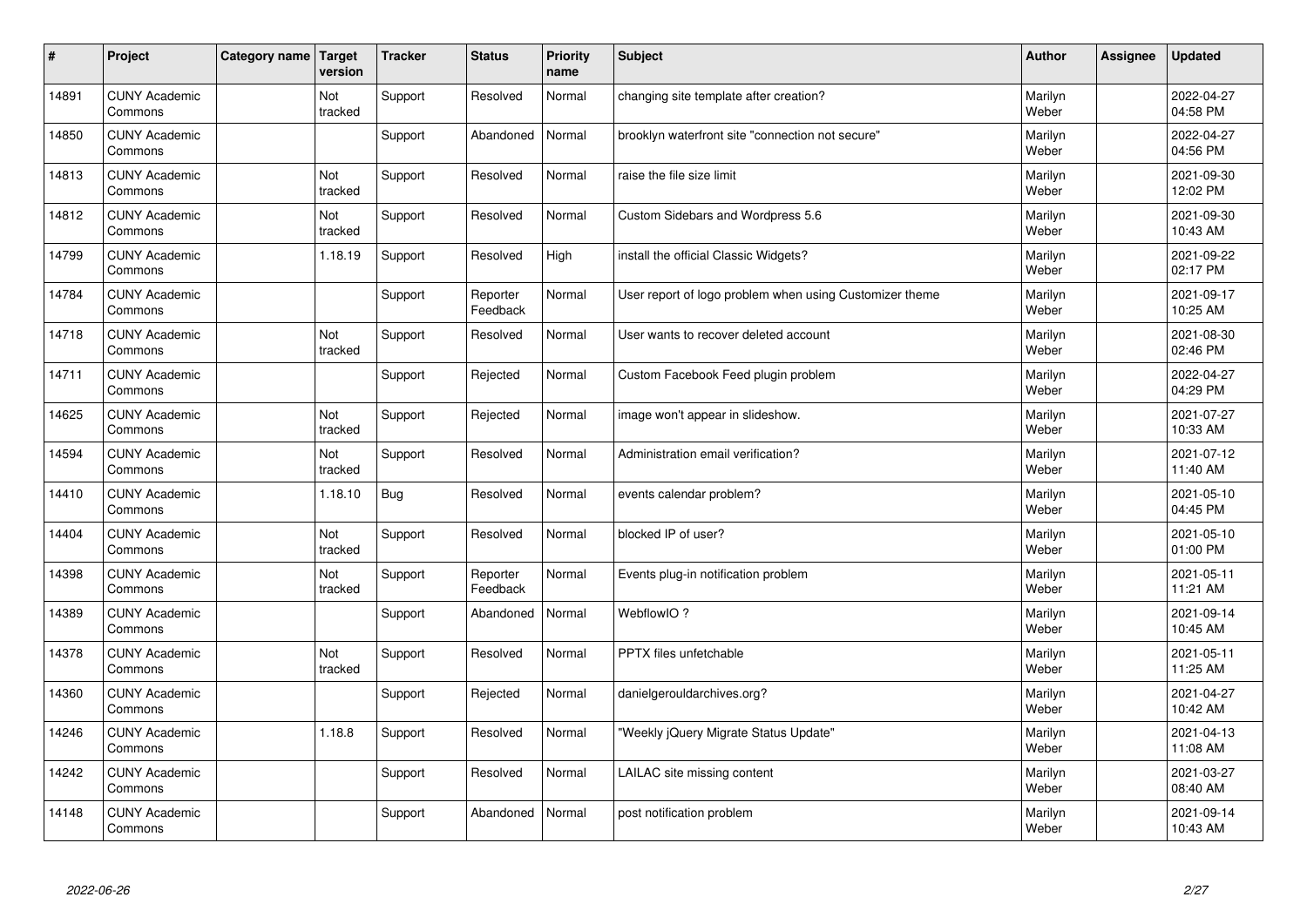| # | Project | Category name | Target version | Tracker | Status | Priority name | Subject | Author | Assignee | Updated |
|---|---|---|---|---|---|---|---|---|---|---|
| 14891 | CUNY Academic Commons | | Not tracked | Support | Resolved | Normal | changing site template after creation? | Marilyn Weber | | 2022-04-27 04:58 PM |
| 14850 | CUNY Academic Commons | | | Support | Abandoned | Normal | brooklyn waterfront site "connection not secure" | Marilyn Weber | | 2022-04-27 04:56 PM |
| 14813 | CUNY Academic Commons | | Not tracked | Support | Resolved | Normal | raise the file size limit | Marilyn Weber | | 2021-09-30 12:02 PM |
| 14812 | CUNY Academic Commons | | Not tracked | Support | Resolved | Normal | Custom Sidebars and Wordpress 5.6 | Marilyn Weber | | 2021-09-30 10:43 AM |
| 14799 | CUNY Academic Commons | | 1.18.19 | Support | Resolved | High | install the official Classic Widgets? | Marilyn Weber | | 2021-09-22 02:17 PM |
| 14784 | CUNY Academic Commons | | | Support | Reporter Feedback | Normal | User report of logo problem when using Customizer theme | Marilyn Weber | | 2021-09-17 10:25 AM |
| 14718 | CUNY Academic Commons | | Not tracked | Support | Resolved | Normal | User wants to recover deleted account | Marilyn Weber | | 2021-08-30 02:46 PM |
| 14711 | CUNY Academic Commons | | | Support | Rejected | Normal | Custom Facebook Feed plugin problem | Marilyn Weber | | 2022-04-27 04:29 PM |
| 14625 | CUNY Academic Commons | | Not tracked | Support | Rejected | Normal | image won't appear in slideshow. | Marilyn Weber | | 2021-07-27 10:33 AM |
| 14594 | CUNY Academic Commons | | Not tracked | Support | Resolved | Normal | Administration email verification? | Marilyn Weber | | 2021-07-12 11:40 AM |
| 14410 | CUNY Academic Commons | | 1.18.10 | Bug | Resolved | Normal | events calendar problem? | Marilyn Weber | | 2021-05-10 04:45 PM |
| 14404 | CUNY Academic Commons | | Not tracked | Support | Resolved | Normal | blocked IP of user? | Marilyn Weber | | 2021-05-10 01:00 PM |
| 14398 | CUNY Academic Commons | | Not tracked | Support | Reporter Feedback | Normal | Events plug-in notification problem | Marilyn Weber | | 2021-05-11 11:21 AM |
| 14389 | CUNY Academic Commons | | | Support | Abandoned | Normal | WebflowIO ? | Marilyn Weber | | 2021-09-14 10:45 AM |
| 14378 | CUNY Academic Commons | | Not tracked | Support | Resolved | Normal | PPTX files unfetchable | Marilyn Weber | | 2021-05-11 11:25 AM |
| 14360 | CUNY Academic Commons | | | Support | Rejected | Normal | danielgerouldarchives.org? | Marilyn Weber | | 2021-04-27 10:42 AM |
| 14246 | CUNY Academic Commons | | 1.18.8 | Support | Resolved | Normal | "Weekly jQuery Migrate Status Update" | Marilyn Weber | | 2021-04-13 11:08 AM |
| 14242 | CUNY Academic Commons | | | Support | Resolved | Normal | LAILAC site missing content | Marilyn Weber | | 2021-03-27 08:40 AM |
| 14148 | CUNY Academic Commons | | | Support | Abandoned | Normal | post notification problem | Marilyn Weber | | 2021-09-14 10:43 AM |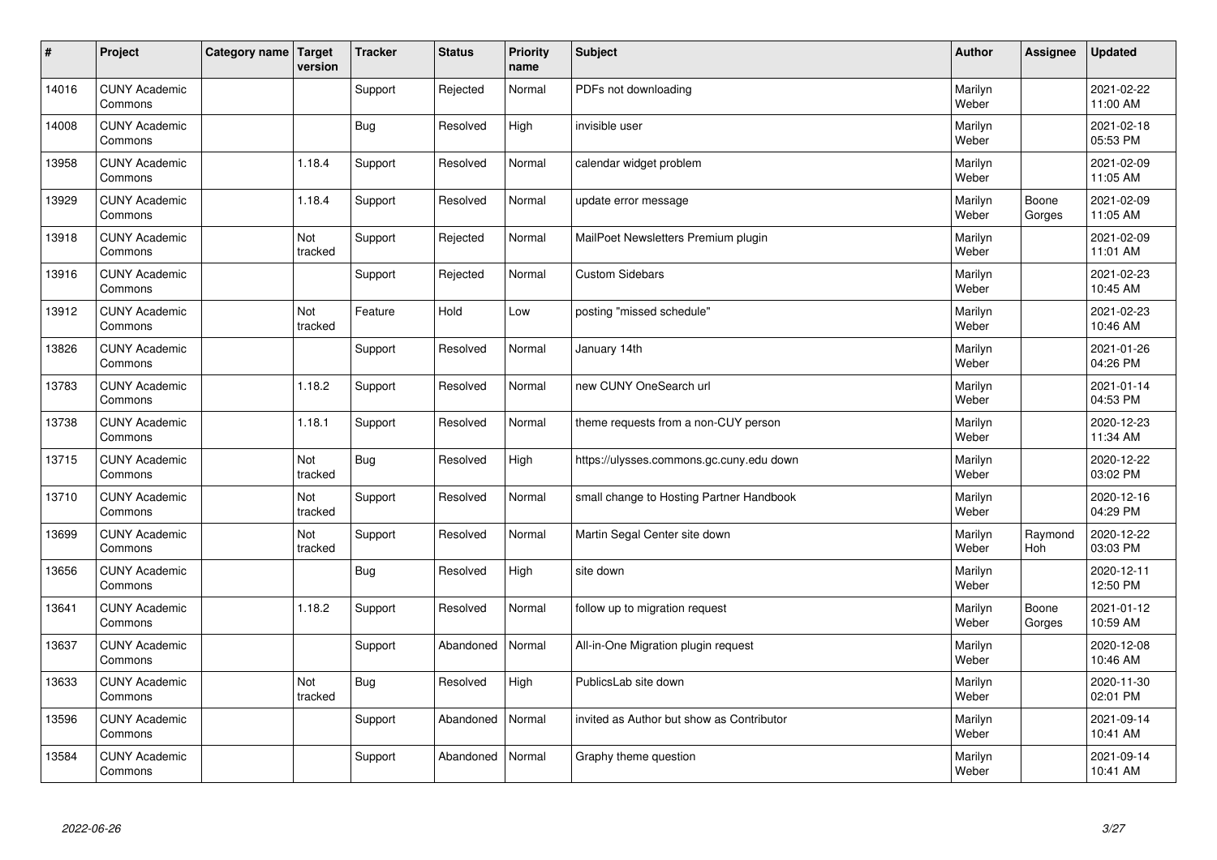| # | Project | Category name | Target version | Tracker | Status | Priority name | Subject | Author | Assignee | Updated |
|---|---|---|---|---|---|---|---|---|---|---|
| 14016 | CUNY Academic Commons | | | Support | Rejected | Normal | PDFs not downloading | Marilyn Weber | | 2021-02-22 11:00 AM |
| 14008 | CUNY Academic Commons | | | Bug | Resolved | High | invisible user | Marilyn Weber | | 2021-02-18 05:53 PM |
| 13958 | CUNY Academic Commons | | 1.18.4 | Support | Resolved | Normal | calendar widget problem | Marilyn Weber | | 2021-02-09 11:05 AM |
| 13929 | CUNY Academic Commons | | 1.18.4 | Support | Resolved | Normal | update error message | Marilyn Weber | Boone Gorges | 2021-02-09 11:05 AM |
| 13918 | CUNY Academic Commons | | Not tracked | Support | Rejected | Normal | MailPoet Newsletters Premium plugin | Marilyn Weber | | 2021-02-09 11:01 AM |
| 13916 | CUNY Academic Commons | | | Support | Rejected | Normal | Custom Sidebars | Marilyn Weber | | 2021-02-23 10:45 AM |
| 13912 | CUNY Academic Commons | | Not tracked | Feature | Hold | Low | posting "missed schedule" | Marilyn Weber | | 2021-02-23 10:46 AM |
| 13826 | CUNY Academic Commons | | | Support | Resolved | Normal | January 14th | Marilyn Weber | | 2021-01-26 04:26 PM |
| 13783 | CUNY Academic Commons | | 1.18.2 | Support | Resolved | Normal | new CUNY OneSearch url | Marilyn Weber | | 2021-01-14 04:53 PM |
| 13738 | CUNY Academic Commons | | 1.18.1 | Support | Resolved | Normal | theme requests from a non-CUY person | Marilyn Weber | | 2020-12-23 11:34 AM |
| 13715 | CUNY Academic Commons | | Not tracked | Bug | Resolved | High | https://ulysses.commons.gc.cuny.edu down | Marilyn Weber | | 2020-12-22 03:02 PM |
| 13710 | CUNY Academic Commons | | Not tracked | Support | Resolved | Normal | small change to Hosting Partner Handbook | Marilyn Weber | | 2020-12-16 04:29 PM |
| 13699 | CUNY Academic Commons | | Not tracked | Support | Resolved | Normal | Martin Segal Center site down | Marilyn Weber | Raymond Hoh | 2020-12-22 03:03 PM |
| 13656 | CUNY Academic Commons | | | Bug | Resolved | High | site down | Marilyn Weber | | 2020-12-11 12:50 PM |
| 13641 | CUNY Academic Commons | | 1.18.2 | Support | Resolved | Normal | follow up to migration request | Marilyn Weber | Boone Gorges | 2021-01-12 10:59 AM |
| 13637 | CUNY Academic Commons | | | Support | Abandoned | Normal | All-in-One Migration plugin request | Marilyn Weber | | 2020-12-08 10:46 AM |
| 13633 | CUNY Academic Commons | | Not tracked | Bug | Resolved | High | PublicsLab site down | Marilyn Weber | | 2020-11-30 02:01 PM |
| 13596 | CUNY Academic Commons | | | Support | Abandoned | Normal | invited as Author but show as Contributor | Marilyn Weber | | 2021-09-14 10:41 AM |
| 13584 | CUNY Academic Commons | | | Support | Abandoned | Normal | Graphy theme question | Marilyn Weber | | 2021-09-14 10:41 AM |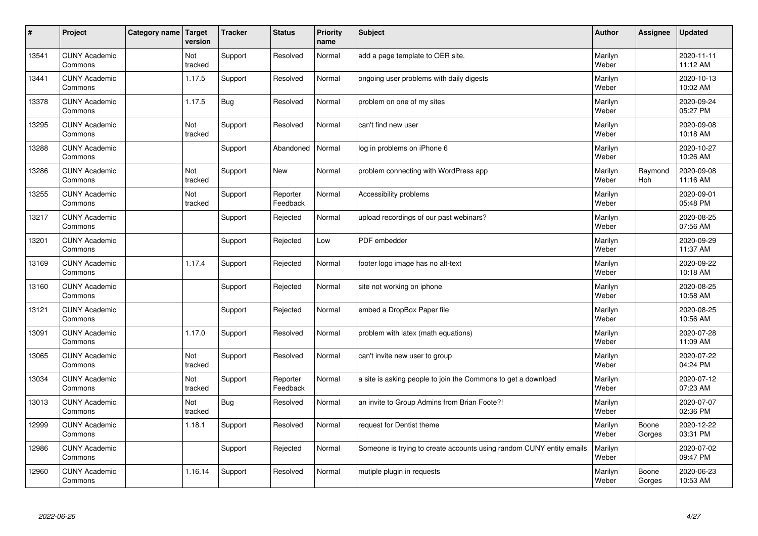| # | Project | Category name | Target version | Tracker | Status | Priority name | Subject | Author | Assignee | Updated |
|---|---|---|---|---|---|---|---|---|---|---|
| 13541 | CUNY Academic Commons | | Not tracked | Support | Resolved | Normal | add a page template to OER site. | Marilyn Weber | | 2020-11-11 11:12 AM |
| 13441 | CUNY Academic Commons | | 1.17.5 | Support | Resolved | Normal | ongoing user problems with daily digests | Marilyn Weber | | 2020-10-13 10:02 AM |
| 13378 | CUNY Academic Commons | | 1.17.5 | Bug | Resolved | Normal | problem on one of my sites | Marilyn Weber | | 2020-09-24 05:27 PM |
| 13295 | CUNY Academic Commons | | Not tracked | Support | Resolved | Normal | can't find new user | Marilyn Weber | | 2020-09-08 10:18 AM |
| 13288 | CUNY Academic Commons | | | Support | Abandoned | Normal | log in problems on iPhone 6 | Marilyn Weber | | 2020-10-27 10:26 AM |
| 13286 | CUNY Academic Commons | | Not tracked | Support | New | Normal | problem connecting with WordPress app | Marilyn Weber | Raymond Hoh | 2020-09-08 11:16 AM |
| 13255 | CUNY Academic Commons | | Not tracked | Support | Reporter Feedback | Normal | Accessibility problems | Marilyn Weber | | 2020-09-01 05:48 PM |
| 13217 | CUNY Academic Commons | | | Support | Rejected | Normal | upload recordings of our past webinars? | Marilyn Weber | | 2020-08-25 07:56 AM |
| 13201 | CUNY Academic Commons | | | Support | Rejected | Low | PDF embedder | Marilyn Weber | | 2020-09-29 11:37 AM |
| 13169 | CUNY Academic Commons | | 1.17.4 | Support | Rejected | Normal | footer logo image has no alt-text | Marilyn Weber | | 2020-09-22 10:18 AM |
| 13160 | CUNY Academic Commons | | | Support | Rejected | Normal | site not working on iphone | Marilyn Weber | | 2020-08-25 10:58 AM |
| 13121 | CUNY Academic Commons | | | Support | Rejected | Normal | embed a DropBox Paper file | Marilyn Weber | | 2020-08-25 10:56 AM |
| 13091 | CUNY Academic Commons | | 1.17.0 | Support | Resolved | Normal | problem with latex (math equations) | Marilyn Weber | | 2020-07-28 11:09 AM |
| 13065 | CUNY Academic Commons | | Not tracked | Support | Resolved | Normal | can't invite new user to group | Marilyn Weber | | 2020-07-22 04:24 PM |
| 13034 | CUNY Academic Commons | | Not tracked | Support | Reporter Feedback | Normal | a site is asking people to join the Commons to get a download | Marilyn Weber | | 2020-07-12 07:23 AM |
| 13013 | CUNY Academic Commons | | Not tracked | Bug | Resolved | Normal | an invite to Group Admins from Brian Foote?! | Marilyn Weber | | 2020-07-07 02:36 PM |
| 12999 | CUNY Academic Commons | | 1.18.1 | Support | Resolved | Normal | request for Dentist theme | Marilyn Weber | Boone Gorges | 2020-12-22 03:31 PM |
| 12986 | CUNY Academic Commons | | | Support | Rejected | Normal | Someone is trying to create accounts using random CUNY entity emails | Marilyn Weber | | 2020-07-02 09:47 PM |
| 12960 | CUNY Academic Commons | | 1.16.14 | Support | Resolved | Normal | mutiple plugin in requests | Marilyn Weber | Boone Gorges | 2020-06-23 10:53 AM |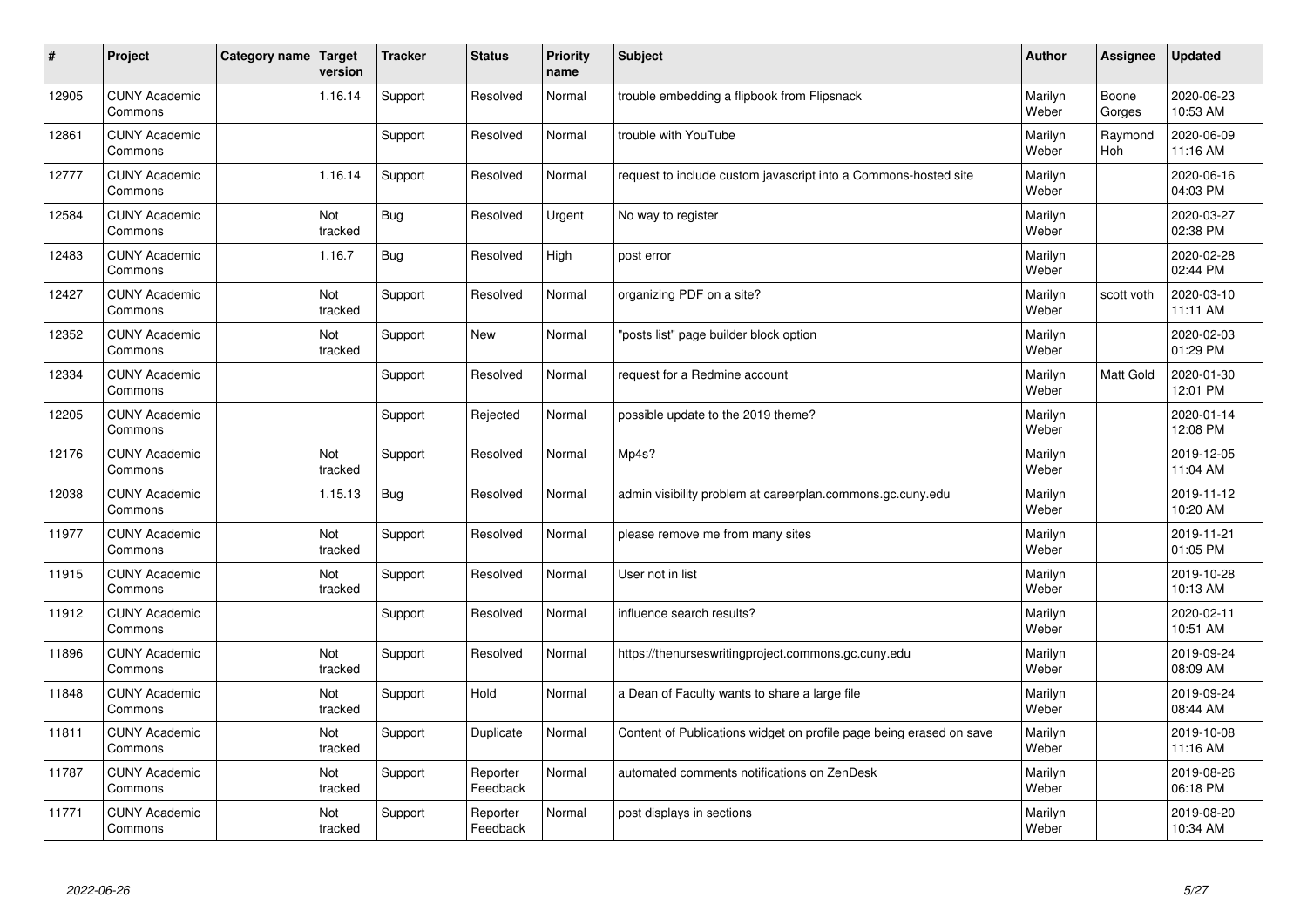| # | Project | Category name | Target version | Tracker | Status | Priority name | Subject | Author | Assignee | Updated |
|---|---|---|---|---|---|---|---|---|---|---|
| 12905 | CUNY Academic Commons | | 1.16.14 | Support | Resolved | Normal | trouble embedding a flipbook from Flipsnack | Marilyn Weber | Boone Gorges | 2020-06-23 10:53 AM |
| 12861 | CUNY Academic Commons | | | Support | Resolved | Normal | trouble with YouTube | Marilyn Weber | Raymond Hoh | 2020-06-09 11:16 AM |
| 12777 | CUNY Academic Commons | | 1.16.14 | Support | Resolved | Normal | request to include custom javascript into a Commons-hosted site | Marilyn Weber | | 2020-06-16 04:03 PM |
| 12584 | CUNY Academic Commons | | Not tracked | Bug | Resolved | Urgent | No way to register | Marilyn Weber | | 2020-03-27 02:38 PM |
| 12483 | CUNY Academic Commons | | 1.16.7 | Bug | Resolved | High | post error | Marilyn Weber | | 2020-02-28 02:44 PM |
| 12427 | CUNY Academic Commons | | Not tracked | Support | Resolved | Normal | organizing PDF on a site? | Marilyn Weber | scott voth | 2020-03-10 11:11 AM |
| 12352 | CUNY Academic Commons | | Not tracked | Support | New | Normal | "posts list" page builder block option | Marilyn Weber | | 2020-02-03 01:29 PM |
| 12334 | CUNY Academic Commons | | | Support | Resolved | Normal | request for a Redmine account | Marilyn Weber | Matt Gold | 2020-01-30 12:01 PM |
| 12205 | CUNY Academic Commons | | | Support | Rejected | Normal | possible update to the 2019 theme? | Marilyn Weber | | 2020-01-14 12:08 PM |
| 12176 | CUNY Academic Commons | | Not tracked | Support | Resolved | Normal | Mp4s? | Marilyn Weber | | 2019-12-05 11:04 AM |
| 12038 | CUNY Academic Commons | | 1.15.13 | Bug | Resolved | Normal | admin visibility problem at careerplan.commons.gc.cuny.edu | Marilyn Weber | | 2019-11-12 10:20 AM |
| 11977 | CUNY Academic Commons | | Not tracked | Support | Resolved | Normal | please remove me from many sites | Marilyn Weber | | 2019-11-21 01:05 PM |
| 11915 | CUNY Academic Commons | | Not tracked | Support | Resolved | Normal | User not in list | Marilyn Weber | | 2019-10-28 10:13 AM |
| 11912 | CUNY Academic Commons | | | Support | Resolved | Normal | influence search results? | Marilyn Weber | | 2020-02-11 10:51 AM |
| 11896 | CUNY Academic Commons | | Not tracked | Support | Resolved | Normal | https://thenurseswritingproject.commons.gc.cuny.edu | Marilyn Weber | | 2019-09-24 08:09 AM |
| 11848 | CUNY Academic Commons | | Not tracked | Support | Hold | Normal | a Dean of Faculty wants to share a large file | Marilyn Weber | | 2019-09-24 08:44 AM |
| 11811 | CUNY Academic Commons | | Not tracked | Support | Duplicate | Normal | Content of Publications widget on profile page being erased on save | Marilyn Weber | | 2019-10-08 11:16 AM |
| 11787 | CUNY Academic Commons | | Not tracked | Support | Reporter Feedback | Normal | automated comments notifications on ZenDesk | Marilyn Weber | | 2019-08-26 06:18 PM |
| 11771 | CUNY Academic Commons | | Not tracked | Support | Reporter Feedback | Normal | post displays in sections | Marilyn Weber | | 2019-08-20 10:34 AM |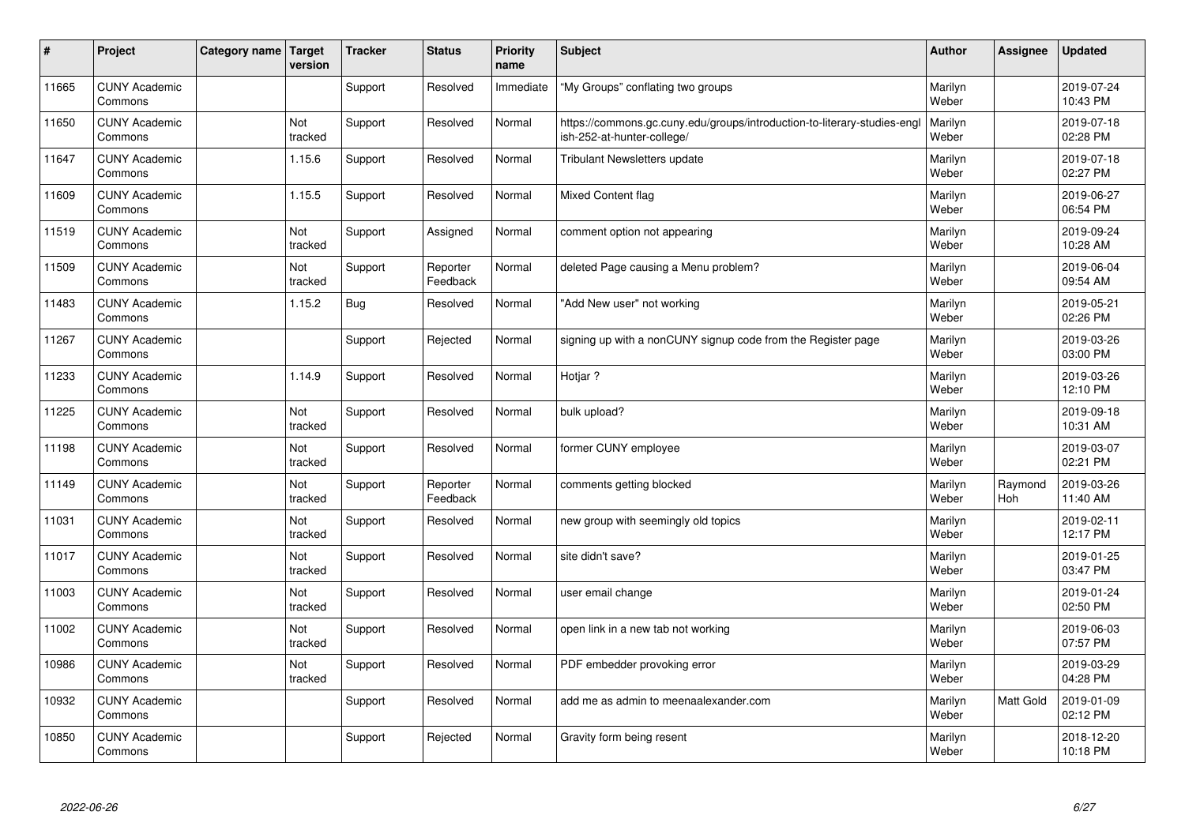| # | Project | Category name | Target version | Tracker | Status | Priority name | Subject | Author | Assignee | Updated |
|---|---|---|---|---|---|---|---|---|---|---|
| 11665 | CUNY Academic Commons | | | Support | Resolved | Immediate | "My Groups" conflating two groups | Marilyn Weber | | 2019-07-24 10:43 PM |
| 11650 | CUNY Academic Commons | | Not tracked | Support | Resolved | Normal | https://commons.gc.cuny.edu/groups/introduction-to-literary-studies-english-252-at-hunter-college/ | Marilyn Weber | | 2019-07-18 02:28 PM |
| 11647 | CUNY Academic Commons | | 1.15.6 | Support | Resolved | Normal | Tribulant Newsletters update | Marilyn Weber | | 2019-07-18 02:27 PM |
| 11609 | CUNY Academic Commons | | 1.15.5 | Support | Resolved | Normal | Mixed Content flag | Marilyn Weber | | 2019-06-27 06:54 PM |
| 11519 | CUNY Academic Commons | | Not tracked | Support | Assigned | Normal | comment option not appearing | Marilyn Weber | | 2019-09-24 10:28 AM |
| 11509 | CUNY Academic Commons | | Not tracked | Support | Reporter Feedback | Normal | deleted Page causing a Menu problem? | Marilyn Weber | | 2019-06-04 09:54 AM |
| 11483 | CUNY Academic Commons | | 1.15.2 | Bug | Resolved | Normal | "Add New user" not working | Marilyn Weber | | 2019-05-21 02:26 PM |
| 11267 | CUNY Academic Commons | | | Support | Rejected | Normal | signing up with a nonCUNY signup code from the Register page | Marilyn Weber | | 2019-03-26 03:00 PM |
| 11233 | CUNY Academic Commons | | 1.14.9 | Support | Resolved | Normal | Hotjar ? | Marilyn Weber | | 2019-03-26 12:10 PM |
| 11225 | CUNY Academic Commons | | Not tracked | Support | Resolved | Normal | bulk upload? | Marilyn Weber | | 2019-09-18 10:31 AM |
| 11198 | CUNY Academic Commons | | Not tracked | Support | Resolved | Normal | former CUNY employee | Marilyn Weber | | 2019-03-07 02:21 PM |
| 11149 | CUNY Academic Commons | | Not tracked | Support | Reporter Feedback | Normal | comments getting blocked | Marilyn Weber | Raymond Hoh | 2019-03-26 11:40 AM |
| 11031 | CUNY Academic Commons | | Not tracked | Support | Resolved | Normal | new group with seemingly old topics | Marilyn Weber | | 2019-02-11 12:17 PM |
| 11017 | CUNY Academic Commons | | Not tracked | Support | Resolved | Normal | site didn't save? | Marilyn Weber | | 2019-01-25 03:47 PM |
| 11003 | CUNY Academic Commons | | Not tracked | Support | Resolved | Normal | user email change | Marilyn Weber | | 2019-01-24 02:50 PM |
| 11002 | CUNY Academic Commons | | Not tracked | Support | Resolved | Normal | open link in a new tab not working | Marilyn Weber | | 2019-06-03 07:57 PM |
| 10986 | CUNY Academic Commons | | Not tracked | Support | Resolved | Normal | PDF embedder provoking error | Marilyn Weber | | 2019-03-29 04:28 PM |
| 10932 | CUNY Academic Commons | | | Support | Resolved | Normal | add me as admin to meenaalexander.com | Marilyn Weber | Matt Gold | 2019-01-09 02:12 PM |
| 10850 | CUNY Academic Commons | | | Support | Rejected | Normal | Gravity form being resent | Marilyn Weber | | 2018-12-20 10:18 PM |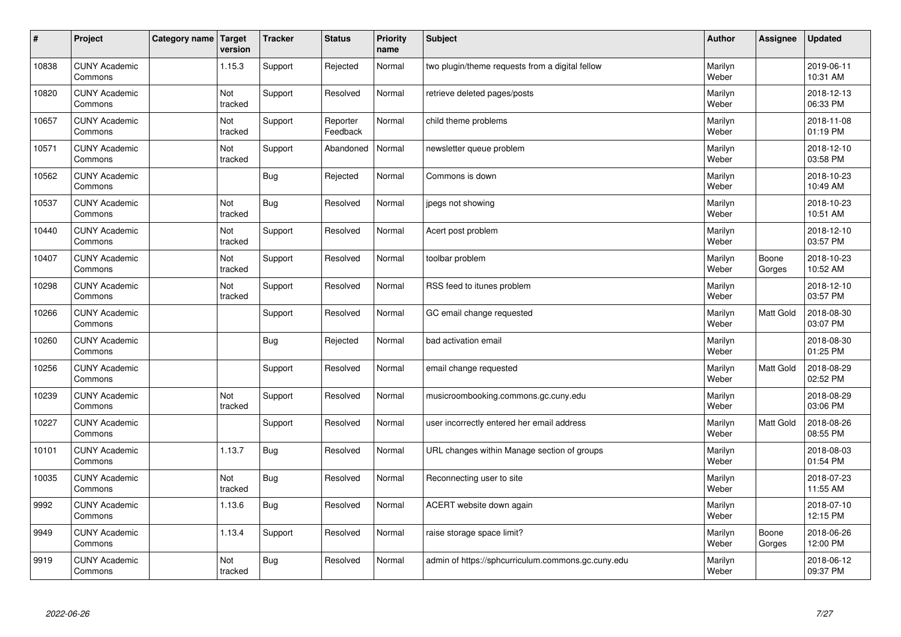| # | Project | Category name | Target version | Tracker | Status | Priority name | Subject | Author | Assignee | Updated |
|---|---|---|---|---|---|---|---|---|---|---|
| 10838 | CUNY Academic Commons | | 1.15.3 | Support | Rejected | Normal | two plugin/theme requests from a digital fellow | Marilyn Weber | | 2019-06-11 10:31 AM |
| 10820 | CUNY Academic Commons | | Not tracked | Support | Resolved | Normal | retrieve deleted pages/posts | Marilyn Weber | | 2018-12-13 06:33 PM |
| 10657 | CUNY Academic Commons | | Not tracked | Support | Reporter Feedback | Normal | child theme problems | Marilyn Weber | | 2018-11-08 01:19 PM |
| 10571 | CUNY Academic Commons | | Not tracked | Support | Abandoned | Normal | newsletter queue problem | Marilyn Weber | | 2018-12-10 03:58 PM |
| 10562 | CUNY Academic Commons | | | Bug | Rejected | Normal | Commons is down | Marilyn Weber | | 2018-10-23 10:49 AM |
| 10537 | CUNY Academic Commons | | Not tracked | Bug | Resolved | Normal | jpegs not showing | Marilyn Weber | | 2018-10-23 10:51 AM |
| 10440 | CUNY Academic Commons | | Not tracked | Support | Resolved | Normal | Acert post problem | Marilyn Weber | | 2018-12-10 03:57 PM |
| 10407 | CUNY Academic Commons | | Not tracked | Support | Resolved | Normal | toolbar problem | Marilyn Weber | Boone Gorges | 2018-10-23 10:52 AM |
| 10298 | CUNY Academic Commons | | Not tracked | Support | Resolved | Normal | RSS feed to itunes problem | Marilyn Weber | | 2018-12-10 03:57 PM |
| 10266 | CUNY Academic Commons | | | Support | Resolved | Normal | GC email change requested | Marilyn Weber | Matt Gold | 2018-08-30 03:07 PM |
| 10260 | CUNY Academic Commons | | | Bug | Rejected | Normal | bad activation email | Marilyn Weber | | 2018-08-30 01:25 PM |
| 10256 | CUNY Academic Commons | | | Support | Resolved | Normal | email change requested | Marilyn Weber | Matt Gold | 2018-08-29 02:52 PM |
| 10239 | CUNY Academic Commons | | Not tracked | Support | Resolved | Normal | musicroombooking.commons.gc.cuny.edu | Marilyn Weber | | 2018-08-29 03:06 PM |
| 10227 | CUNY Academic Commons | | | Support | Resolved | Normal | user incorrectly entered her email address | Marilyn Weber | Matt Gold | 2018-08-26 08:55 PM |
| 10101 | CUNY Academic Commons | | 1.13.7 | Bug | Resolved | Normal | URL changes within Manage section of groups | Marilyn Weber | | 2018-08-03 01:54 PM |
| 10035 | CUNY Academic Commons | | Not tracked | Bug | Resolved | Normal | Reconnecting user to site | Marilyn Weber | | 2018-07-23 11:55 AM |
| 9992 | CUNY Academic Commons | | 1.13.6 | Bug | Resolved | Normal | ACERT website down again | Marilyn Weber | | 2018-07-10 12:15 PM |
| 9949 | CUNY Academic Commons | | 1.13.4 | Support | Resolved | Normal | raise storage space limit? | Marilyn Weber | Boone Gorges | 2018-06-26 12:00 PM |
| 9919 | CUNY Academic Commons | | Not tracked | Bug | Resolved | Normal | admin of https://sphcurriculum.commons.gc.cuny.edu | Marilyn Weber | | 2018-06-12 09:37 PM |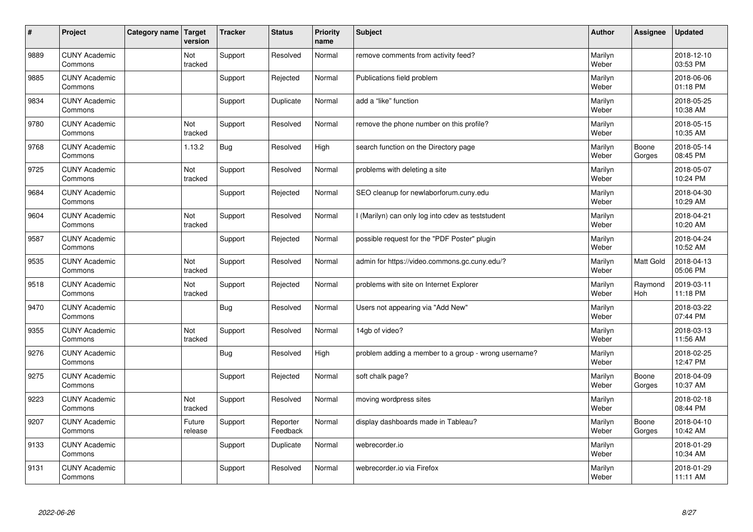| # | Project | Category name | Target version | Tracker | Status | Priority name | Subject | Author | Assignee | Updated |
| --- | --- | --- | --- | --- | --- | --- | --- | --- | --- | --- |
| 9889 | CUNY Academic Commons | | Not tracked | Support | Resolved | Normal | remove comments from activity feed? | Marilyn Weber | | 2018-12-10 03:53 PM |
| 9885 | CUNY Academic Commons | | | Support | Rejected | Normal | Publications field problem | Marilyn Weber | | 2018-06-06 01:18 PM |
| 9834 | CUNY Academic Commons | | | Support | Duplicate | Normal | add a "like" function | Marilyn Weber | | 2018-05-25 10:38 AM |
| 9780 | CUNY Academic Commons | | Not tracked | Support | Resolved | Normal | remove the phone number on this profile? | Marilyn Weber | | 2018-05-15 10:35 AM |
| 9768 | CUNY Academic Commons | | 1.13.2 | Bug | Resolved | High | search function on the Directory page | Marilyn Weber | Boone Gorges | 2018-05-14 08:45 PM |
| 9725 | CUNY Academic Commons | | Not tracked | Support | Resolved | Normal | problems with deleting a site | Marilyn Weber | | 2018-05-07 10:24 PM |
| 9684 | CUNY Academic Commons | | | Support | Rejected | Normal | SEO cleanup for newlaborforum.cuny.edu | Marilyn Weber | | 2018-04-30 10:29 AM |
| 9604 | CUNY Academic Commons | | Not tracked | Support | Resolved | Normal | I (Marilyn) can only log into cdev as teststudent | Marilyn Weber | | 2018-04-21 10:20 AM |
| 9587 | CUNY Academic Commons | | | Support | Rejected | Normal | possible request for the "PDF Poster" plugin | Marilyn Weber | | 2018-04-24 10:52 AM |
| 9535 | CUNY Academic Commons | | Not tracked | Support | Resolved | Normal | admin for https://video.commons.gc.cuny.edu/? | Marilyn Weber | Matt Gold | 2018-04-13 05:06 PM |
| 9518 | CUNY Academic Commons | | Not tracked | Support | Rejected | Normal | problems with site on Internet Explorer | Marilyn Weber | Raymond Hoh | 2019-03-11 11:18 PM |
| 9470 | CUNY Academic Commons | | | Bug | Resolved | Normal | Users not appearing via "Add New" | Marilyn Weber | | 2018-03-22 07:44 PM |
| 9355 | CUNY Academic Commons | | Not tracked | Support | Resolved | Normal | 14gb of video? | Marilyn Weber | | 2018-03-13 11:56 AM |
| 9276 | CUNY Academic Commons | | | Bug | Resolved | High | problem adding a member to a group - wrong username? | Marilyn Weber | | 2018-02-25 12:47 PM |
| 9275 | CUNY Academic Commons | | | Support | Rejected | Normal | soft chalk page? | Marilyn Weber | Boone Gorges | 2018-04-09 10:37 AM |
| 9223 | CUNY Academic Commons | | Not tracked | Support | Resolved | Normal | moving wordpress sites | Marilyn Weber | | 2018-02-18 08:44 PM |
| 9207 | CUNY Academic Commons | | Future release | Support | Reporter Feedback | Normal | display dashboards made in Tableau? | Marilyn Weber | Boone Gorges | 2018-04-10 10:42 AM |
| 9133 | CUNY Academic Commons | | | Support | Duplicate | Normal | webrecorder.io | Marilyn Weber | | 2018-01-29 10:34 AM |
| 9131 | CUNY Academic Commons | | | Support | Resolved | Normal | webrecorder.io via Firefox | Marilyn Weber | | 2018-01-29 11:11 AM |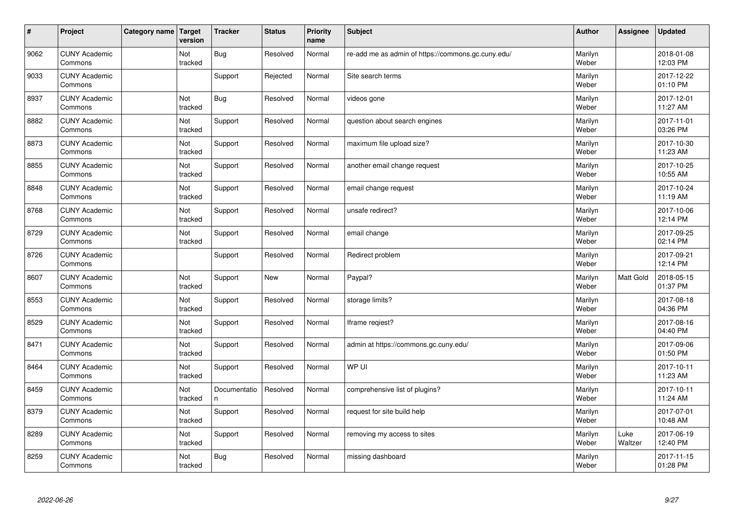| # | Project | Category name | Target version | Tracker | Status | Priority name | Subject | Author | Assignee | Updated |
|---|---|---|---|---|---|---|---|---|---|---|
| 9062 | CUNY Academic Commons | | Not tracked | Bug | Resolved | Normal | re-add me as admin of https://commons.gc.cuny.edu/ | Marilyn Weber | | 2018-01-08 12:03 PM |
| 9033 | CUNY Academic Commons | | | Support | Rejected | Normal | Site search terms | Marilyn Weber | | 2017-12-22 01:10 PM |
| 8937 | CUNY Academic Commons | | Not tracked | Bug | Resolved | Normal | videos gone | Marilyn Weber | | 2017-12-01 11:27 AM |
| 8882 | CUNY Academic Commons | | Not tracked | Support | Resolved | Normal | question about search engines | Marilyn Weber | | 2017-11-01 03:26 PM |
| 8873 | CUNY Academic Commons | | Not tracked | Support | Resolved | Normal | maximum file upload size? | Marilyn Weber | | 2017-10-30 11:23 AM |
| 8855 | CUNY Academic Commons | | Not tracked | Support | Resolved | Normal | another email change request | Marilyn Weber | | 2017-10-25 10:55 AM |
| 8848 | CUNY Academic Commons | | Not tracked | Support | Resolved | Normal | email change request | Marilyn Weber | | 2017-10-24 11:19 AM |
| 8768 | CUNY Academic Commons | | Not tracked | Support | Resolved | Normal | unsafe redirect? | Marilyn Weber | | 2017-10-06 12:14 PM |
| 8729 | CUNY Academic Commons | | Not tracked | Support | Resolved | Normal | email change | Marilyn Weber | | 2017-09-25 02:14 PM |
| 8726 | CUNY Academic Commons | | | Support | Resolved | Normal | Redirect problem | Marilyn Weber | | 2017-09-21 12:14 PM |
| 8607 | CUNY Academic Commons | | Not tracked | Support | New | Normal | Paypal? | Marilyn Weber | Matt Gold | 2018-05-15 01:37 PM |
| 8553 | CUNY Academic Commons | | Not tracked | Support | Resolved | Normal | storage limits? | Marilyn Weber | | 2017-08-18 04:36 PM |
| 8529 | CUNY Academic Commons | | Not tracked | Support | Resolved | Normal | Iframe reqiest? | Marilyn Weber | | 2017-08-16 04:40 PM |
| 8471 | CUNY Academic Commons | | Not tracked | Support | Resolved | Normal | admin at https://commons.gc.cuny.edu/ | Marilyn Weber | | 2017-09-06 01:50 PM |
| 8464 | CUNY Academic Commons | | Not tracked | Support | Resolved | Normal | WP UI | Marilyn Weber | | 2017-10-11 11:23 AM |
| 8459 | CUNY Academic Commons | | Not tracked | Documentation | Resolved | Normal | comprehensive list of plugins? | Marilyn Weber | | 2017-10-11 11:24 AM |
| 8379 | CUNY Academic Commons | | Not tracked | Support | Resolved | Normal | request for site build help | Marilyn Weber | | 2017-07-01 10:48 AM |
| 8289 | CUNY Academic Commons | | Not tracked | Support | Resolved | Normal | removing my access to sites | Marilyn Weber | Luke Waltzer | 2017-06-19 12:40 PM |
| 8259 | CUNY Academic Commons | | Not tracked | Bug | Resolved | Normal | missing dashboard | Marilyn Weber | | 2017-11-15 01:28 PM |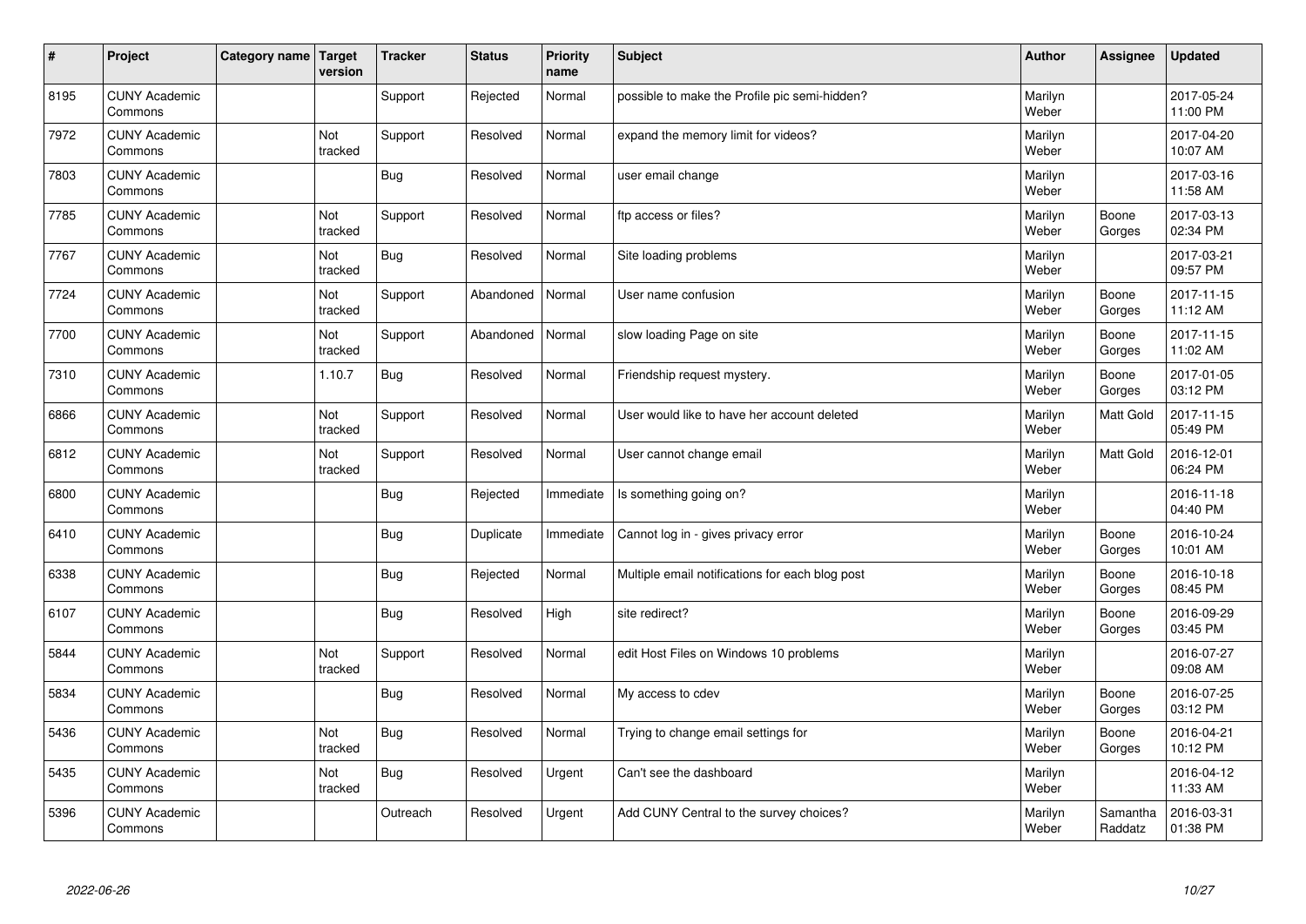| # | Project | Category name | Target version | Tracker | Status | Priority name | Subject | Author | Assignee | Updated |
|---|---|---|---|---|---|---|---|---|---|---|
| 8195 | CUNY Academic Commons | | | Support | Rejected | Normal | possible to make the Profile pic semi-hidden? | Marilyn Weber | | 2017-05-24 11:00 PM |
| 7972 | CUNY Academic Commons | | Not tracked | Support | Resolved | Normal | expand the memory limit for videos? | Marilyn Weber | | 2017-04-20 10:07 AM |
| 7803 | CUNY Academic Commons | | | Bug | Resolved | Normal | user email change | Marilyn Weber | | 2017-03-16 11:58 AM |
| 7785 | CUNY Academic Commons | | Not tracked | Support | Resolved | Normal | ftp access or files? | Marilyn Weber | Boone Gorges | 2017-03-13 02:34 PM |
| 7767 | CUNY Academic Commons | | Not tracked | Bug | Resolved | Normal | Site loading problems | Marilyn Weber | | 2017-03-21 09:57 PM |
| 7724 | CUNY Academic Commons | | Not tracked | Support | Abandoned | Normal | User name confusion | Marilyn Weber | Boone Gorges | 2017-11-15 11:12 AM |
| 7700 | CUNY Academic Commons | | Not tracked | Support | Abandoned | Normal | slow loading Page on site | Marilyn Weber | Boone Gorges | 2017-11-15 11:02 AM |
| 7310 | CUNY Academic Commons | | 1.10.7 | Bug | Resolved | Normal | Friendship request mystery. | Marilyn Weber | Boone Gorges | 2017-01-05 03:12 PM |
| 6866 | CUNY Academic Commons | | Not tracked | Support | Resolved | Normal | User would like to have her account deleted | Marilyn Weber | Matt Gold | 2017-11-15 05:49 PM |
| 6812 | CUNY Academic Commons | | Not tracked | Support | Resolved | Normal | User cannot change email | Marilyn Weber | Matt Gold | 2016-12-01 06:24 PM |
| 6800 | CUNY Academic Commons | | | Bug | Rejected | Immediate | Is something going on? | Marilyn Weber | | 2016-11-18 04:40 PM |
| 6410 | CUNY Academic Commons | | | Bug | Duplicate | Immediate | Cannot log in - gives privacy error | Marilyn Weber | Boone Gorges | 2016-10-24 10:01 AM |
| 6338 | CUNY Academic Commons | | | Bug | Rejected | Normal | Multiple email notifications for each blog post | Marilyn Weber | Boone Gorges | 2016-10-18 08:45 PM |
| 6107 | CUNY Academic Commons | | | Bug | Resolved | High | site redirect? | Marilyn Weber | Boone Gorges | 2016-09-29 03:45 PM |
| 5844 | CUNY Academic Commons | | Not tracked | Support | Resolved | Normal | edit Host Files on Windows 10 problems | Marilyn Weber | | 2016-07-27 09:08 AM |
| 5834 | CUNY Academic Commons | | | Bug | Resolved | Normal | My access to cdev | Marilyn Weber | Boone Gorges | 2016-07-25 03:12 PM |
| 5436 | CUNY Academic Commons | | Not tracked | Bug | Resolved | Normal | Trying to change email settings for | Marilyn Weber | Boone Gorges | 2016-04-21 10:12 PM |
| 5435 | CUNY Academic Commons | | Not tracked | Bug | Resolved | Urgent | Can't see the dashboard | Marilyn Weber | | 2016-04-12 11:33 AM |
| 5396 | CUNY Academic Commons | | | Outreach | Resolved | Urgent | Add CUNY Central to the survey choices? | Marilyn Weber | Samantha Raddatz | 2016-03-31 01:38 PM |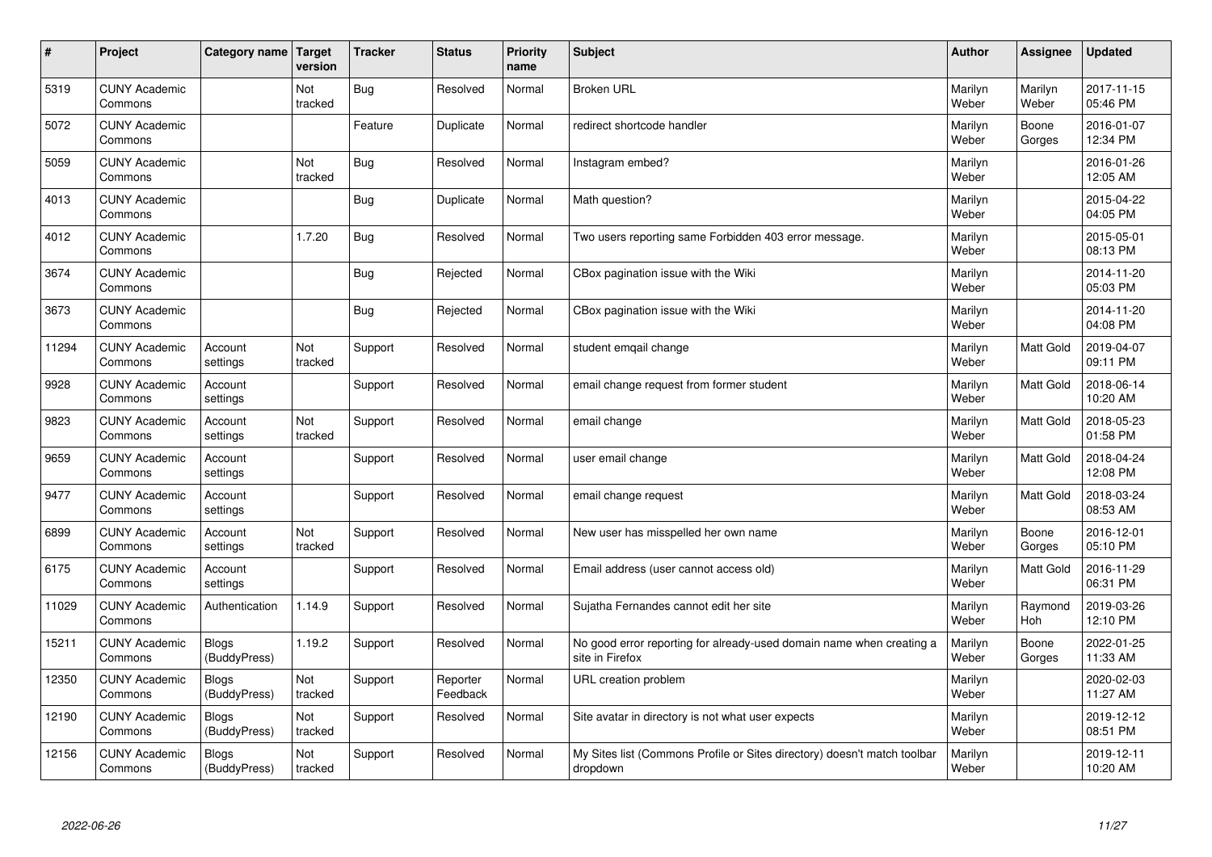| # | Project | Category name | Target version | Tracker | Status | Priority name | Subject | Author | Assignee | Updated |
|---|---|---|---|---|---|---|---|---|---|---|
| 5319 | CUNY Academic Commons | | Not tracked | Bug | Resolved | Normal | Broken URL | Marilyn Weber | Marilyn Weber | 2017-11-15 05:46 PM |
| 5072 | CUNY Academic Commons | | | Feature | Duplicate | Normal | redirect shortcode handler | Marilyn Weber | Boone Gorges | 2016-01-07 12:34 PM |
| 5059 | CUNY Academic Commons | | Not tracked | Bug | Resolved | Normal | Instagram embed? | Marilyn Weber | | 2016-01-26 12:05 AM |
| 4013 | CUNY Academic Commons | | | Bug | Duplicate | Normal | Math question? | Marilyn Weber | | 2015-04-22 04:05 PM |
| 4012 | CUNY Academic Commons | | 1.7.20 | Bug | Resolved | Normal | Two users reporting same Forbidden 403 error message. | Marilyn Weber | | 2015-05-01 08:13 PM |
| 3674 | CUNY Academic Commons | | | Bug | Rejected | Normal | CBox pagination issue with the Wiki | Marilyn Weber | | 2014-11-20 05:03 PM |
| 3673 | CUNY Academic Commons | | | Bug | Rejected | Normal | CBox pagination issue with the Wiki | Marilyn Weber | | 2014-11-20 04:08 PM |
| 11294 | CUNY Academic Commons | Account settings | Not tracked | Support | Resolved | Normal | student emqail change | Marilyn Weber | Matt Gold | 2019-04-07 09:11 PM |
| 9928 | CUNY Academic Commons | Account settings | | Support | Resolved | Normal | email change request from former student | Marilyn Weber | Matt Gold | 2018-06-14 10:20 AM |
| 9823 | CUNY Academic Commons | Account settings | Not tracked | Support | Resolved | Normal | email change | Marilyn Weber | Matt Gold | 2018-05-23 01:58 PM |
| 9659 | CUNY Academic Commons | Account settings | | Support | Resolved | Normal | user email change | Marilyn Weber | Matt Gold | 2018-04-24 12:08 PM |
| 9477 | CUNY Academic Commons | Account settings | | Support | Resolved | Normal | email change request | Marilyn Weber | Matt Gold | 2018-03-24 08:53 AM |
| 6899 | CUNY Academic Commons | Account settings | Not tracked | Support | Resolved | Normal | New user has misspelled her own name | Marilyn Weber | Boone Gorges | 2016-12-01 05:10 PM |
| 6175 | CUNY Academic Commons | Account settings | | Support | Resolved | Normal | Email address (user cannot access old) | Marilyn Weber | Matt Gold | 2016-11-29 06:31 PM |
| 11029 | CUNY Academic Commons | Authentication | 1.14.9 | Support | Resolved | Normal | Sujatha Fernandes cannot edit her site | Marilyn Weber | Raymond Hoh | 2019-03-26 12:10 PM |
| 15211 | CUNY Academic Commons | Blogs (BuddyPress) | 1.19.2 | Support | Resolved | Normal | No good error reporting for already-used domain name when creating a site in Firefox | Marilyn Weber | Boone Gorges | 2022-01-25 11:33 AM |
| 12350 | CUNY Academic Commons | Blogs (BuddyPress) | Not tracked | Support | Reporter Feedback | Normal | URL creation problem | Marilyn Weber | | 2020-02-03 11:27 AM |
| 12190 | CUNY Academic Commons | Blogs (BuddyPress) | Not tracked | Support | Resolved | Normal | Site avatar in directory is not what user expects | Marilyn Weber | | 2019-12-12 08:51 PM |
| 12156 | CUNY Academic Commons | Blogs (BuddyPress) | Not tracked | Support | Resolved | Normal | My Sites list (Commons Profile or Sites directory) doesn't match toolbar dropdown | Marilyn Weber | | 2019-12-11 10:20 AM |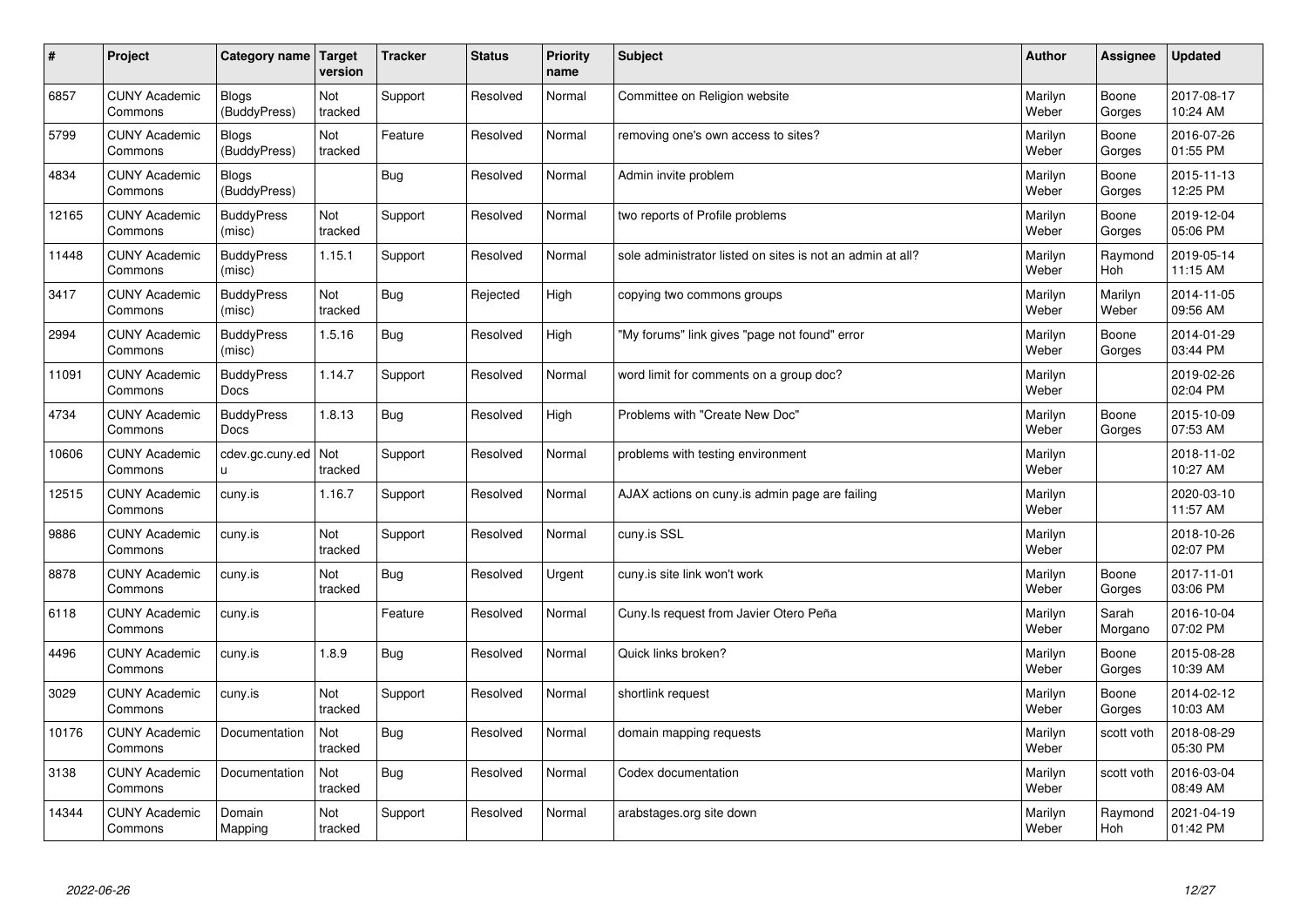| # | Project | Category name | Target version | Tracker | Status | Priority name | Subject | Author | Assignee | Updated |
|---|---|---|---|---|---|---|---|---|---|---|
| 6857 | CUNY Academic Commons | Blogs (BuddyPress) | Not tracked | Support | Resolved | Normal | Committee on Religion website | Marilyn Weber | Boone Gorges | 2017-08-17 10:24 AM |
| 5799 | CUNY Academic Commons | Blogs (BuddyPress) | Not tracked | Feature | Resolved | Normal | removing one's own access to sites? | Marilyn Weber | Boone Gorges | 2016-07-26 01:55 PM |
| 4834 | CUNY Academic Commons | Blogs (BuddyPress) | | Bug | Resolved | Normal | Admin invite problem | Marilyn Weber | Boone Gorges | 2015-11-13 12:25 PM |
| 12165 | CUNY Academic Commons | BuddyPress (misc) | Not tracked | Support | Resolved | Normal | two reports of Profile problems | Marilyn Weber | Boone Gorges | 2019-12-04 05:06 PM |
| 11448 | CUNY Academic Commons | BuddyPress (misc) | 1.15.1 | Support | Resolved | Normal | sole administrator listed on sites is not an admin at all? | Marilyn Weber | Raymond Hoh | 2019-05-14 11:15 AM |
| 3417 | CUNY Academic Commons | BuddyPress (misc) | Not tracked | Bug | Rejected | High | copying two commons groups | Marilyn Weber | Marilyn Weber | 2014-11-05 09:56 AM |
| 2994 | CUNY Academic Commons | BuddyPress (misc) | 1.5.16 | Bug | Resolved | High | "My forums" link gives "page not found" error | Marilyn Weber | Boone Gorges | 2014-01-29 03:44 PM |
| 11091 | CUNY Academic Commons | BuddyPress Docs | 1.14.7 | Support | Resolved | Normal | word limit for comments on a group doc? | Marilyn Weber | | 2019-02-26 02:04 PM |
| 4734 | CUNY Academic Commons | BuddyPress Docs | 1.8.13 | Bug | Resolved | High | Problems with "Create New Doc" | Marilyn Weber | Boone Gorges | 2015-10-09 07:53 AM |
| 10606 | CUNY Academic Commons | cdev.gc.cuny.edu | Not tracked | Support | Resolved | Normal | problems with testing environment | Marilyn Weber | | 2018-11-02 10:27 AM |
| 12515 | CUNY Academic Commons | cuny.is | 1.16.7 | Support | Resolved | Normal | AJAX actions on cuny.is admin page are failing | Marilyn Weber | | 2020-03-10 11:57 AM |
| 9886 | CUNY Academic Commons | cuny.is | Not tracked | Support | Resolved | Normal | cuny.is SSL | Marilyn Weber | | 2018-10-26 02:07 PM |
| 8878 | CUNY Academic Commons | cuny.is | Not tracked | Bug | Resolved | Urgent | cuny.is site link won't work | Marilyn Weber | Boone Gorges | 2017-11-01 03:06 PM |
| 6118 | CUNY Academic Commons | cuny.is | | Feature | Resolved | Normal | Cuny.Is request from Javier Otero Peña | Marilyn Weber | Sarah Morgano | 2016-10-04 07:02 PM |
| 4496 | CUNY Academic Commons | cuny.is | 1.8.9 | Bug | Resolved | Normal | Quick links broken? | Marilyn Weber | Boone Gorges | 2015-08-28 10:39 AM |
| 3029 | CUNY Academic Commons | cuny.is | Not tracked | Support | Resolved | Normal | shortlink request | Marilyn Weber | Boone Gorges | 2014-02-12 10:03 AM |
| 10176 | CUNY Academic Commons | Documentation | Not tracked | Bug | Resolved | Normal | domain mapping requests | Marilyn Weber | scott voth | 2018-08-29 05:30 PM |
| 3138 | CUNY Academic Commons | Documentation | Not tracked | Bug | Resolved | Normal | Codex documentation | Marilyn Weber | scott voth | 2016-03-04 08:49 AM |
| 14344 | CUNY Academic Commons | Domain Mapping | Not tracked | Support | Resolved | Normal | arabstages.org site down | Marilyn Weber | Raymond Hoh | 2021-04-19 01:42 PM |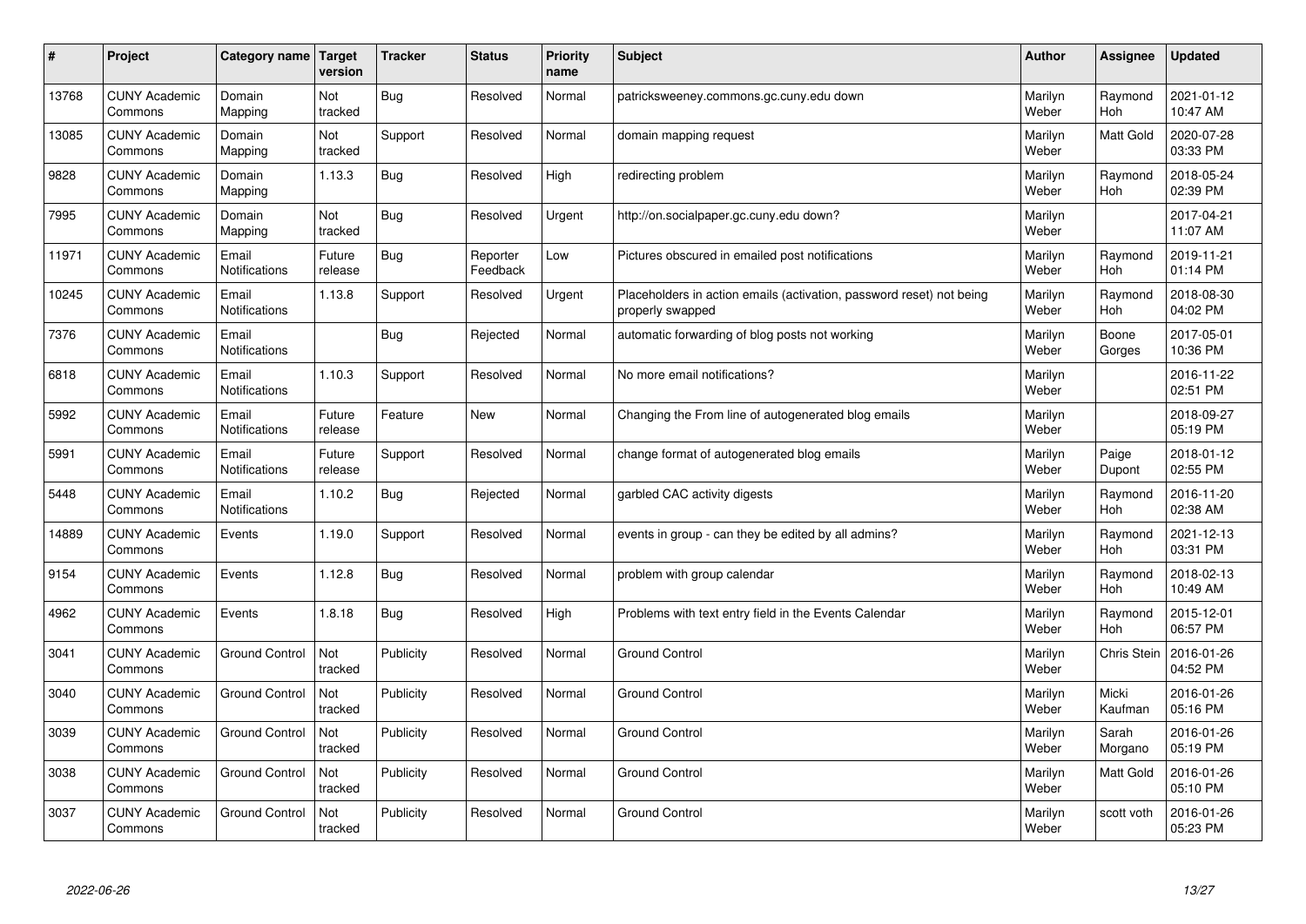| # | Project | Category name | Target version | Tracker | Status | Priority name | Subject | Author | Assignee | Updated |
|---|---|---|---|---|---|---|---|---|---|---|
| 13768 | CUNY Academic Commons | Domain Mapping | Not tracked | Bug | Resolved | Normal | patricksweeney.commons.gc.cuny.edu down | Marilyn Weber | Raymond Hoh | 2021-01-12 10:47 AM |
| 13085 | CUNY Academic Commons | Domain Mapping | Not tracked | Support | Resolved | Normal | domain mapping request | Marilyn Weber | Matt Gold | 2020-07-28 03:33 PM |
| 9828 | CUNY Academic Commons | Domain Mapping | 1.13.3 | Bug | Resolved | High | redirecting problem | Marilyn Weber | Raymond Hoh | 2018-05-24 02:39 PM |
| 7995 | CUNY Academic Commons | Domain Mapping | Not tracked | Bug | Resolved | Urgent | http://on.socialpaper.gc.cuny.edu down? | Marilyn Weber | | 2017-04-21 11:07 AM |
| 11971 | CUNY Academic Commons | Email Notifications | Future release | Bug | Reporter Feedback | Low | Pictures obscured in emailed post notifications | Marilyn Weber | Raymond Hoh | 2019-11-21 01:14 PM |
| 10245 | CUNY Academic Commons | Email Notifications | 1.13.8 | Support | Resolved | Urgent | Placeholders in action emails (activation, password reset) not being properly swapped | Marilyn Weber | Raymond Hoh | 2018-08-30 04:02 PM |
| 7376 | CUNY Academic Commons | Email Notifications | | Bug | Rejected | Normal | automatic forwarding of blog posts not working | Marilyn Weber | Boone Gorges | 2017-05-01 10:36 PM |
| 6818 | CUNY Academic Commons | Email Notifications | 1.10.3 | Support | Resolved | Normal | No more email notifications? | Marilyn Weber | | 2016-11-22 02:51 PM |
| 5992 | CUNY Academic Commons | Email Notifications | Future release | Feature | New | Normal | Changing the From line of autogenerated blog emails | Marilyn Weber | | 2018-09-27 05:19 PM |
| 5991 | CUNY Academic Commons | Email Notifications | Future release | Support | Resolved | Normal | change format of autogenerated blog emails | Marilyn Weber | Paige Dupont | 2018-01-12 02:55 PM |
| 5448 | CUNY Academic Commons | Email Notifications | 1.10.2 | Bug | Rejected | Normal | garbled CAC activity digests | Marilyn Weber | Raymond Hoh | 2016-11-20 02:38 AM |
| 14889 | CUNY Academic Commons | Events | 1.19.0 | Support | Resolved | Normal | events in group - can they be edited by all admins? | Marilyn Weber | Raymond Hoh | 2021-12-13 03:31 PM |
| 9154 | CUNY Academic Commons | Events | 1.12.8 | Bug | Resolved | Normal | problem with group calendar | Marilyn Weber | Raymond Hoh | 2018-02-13 10:49 AM |
| 4962 | CUNY Academic Commons | Events | 1.8.18 | Bug | Resolved | High | Problems with text entry field in the Events Calendar | Marilyn Weber | Raymond Hoh | 2015-12-01 06:57 PM |
| 3041 | CUNY Academic Commons | Ground Control | Not tracked | Publicity | Resolved | Normal | Ground Control | Marilyn Weber | Chris Stein | 2016-01-26 04:52 PM |
| 3040 | CUNY Academic Commons | Ground Control | Not tracked | Publicity | Resolved | Normal | Ground Control | Marilyn Weber | Micki Kaufman | 2016-01-26 05:16 PM |
| 3039 | CUNY Academic Commons | Ground Control | Not tracked | Publicity | Resolved | Normal | Ground Control | Marilyn Weber | Sarah Morgano | 2016-01-26 05:19 PM |
| 3038 | CUNY Academic Commons | Ground Control | Not tracked | Publicity | Resolved | Normal | Ground Control | Marilyn Weber | Matt Gold | 2016-01-26 05:10 PM |
| 3037 | CUNY Academic Commons | Ground Control | Not tracked | Publicity | Resolved | Normal | Ground Control | Marilyn Weber | scott voth | 2016-01-26 05:23 PM |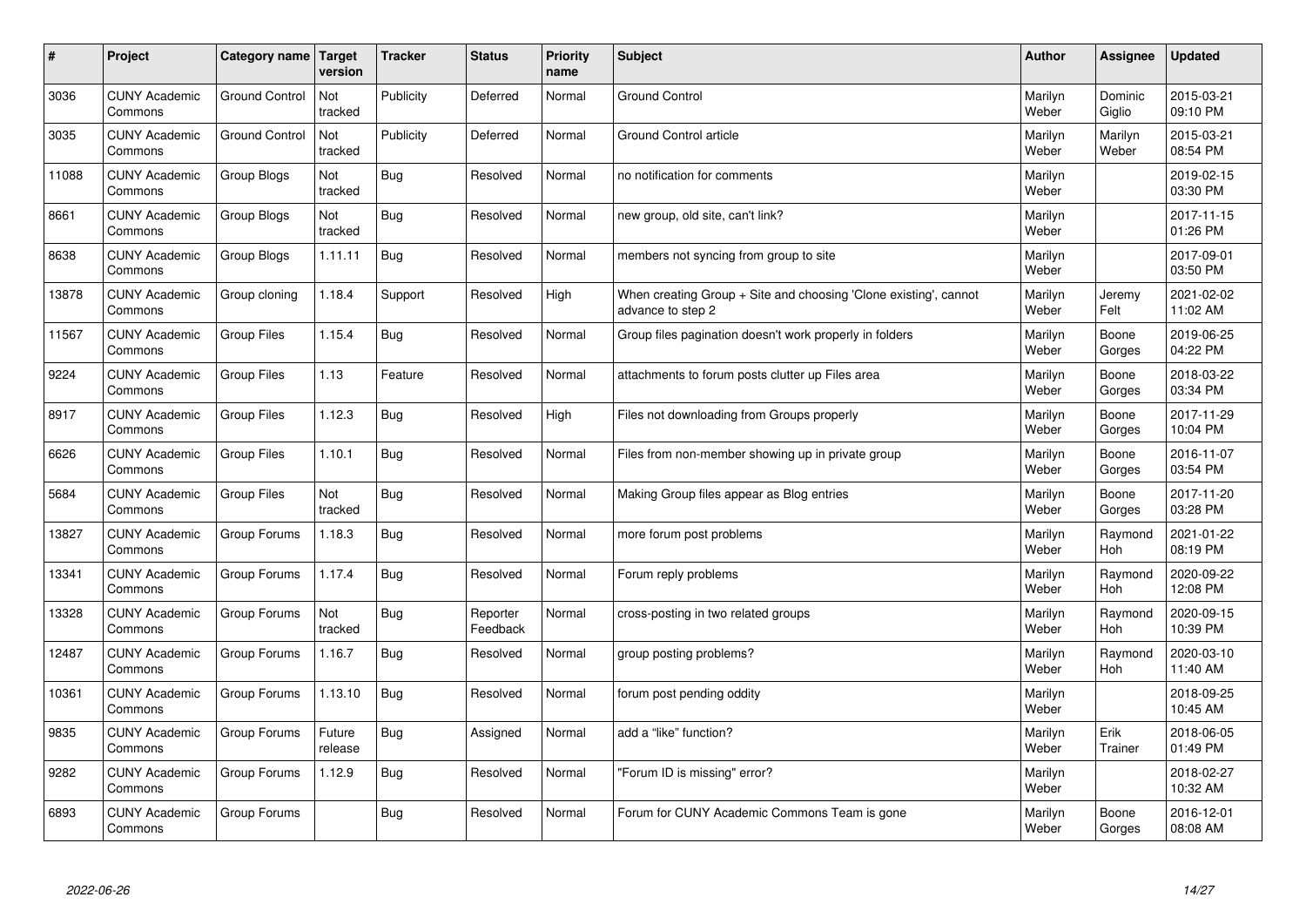| # | Project | Category name | Target version | Tracker | Status | Priority name | Subject | Author | Assignee | Updated |
|---|---|---|---|---|---|---|---|---|---|---|
| 3036 | CUNY Academic Commons | Ground Control | Not tracked | Publicity | Deferred | Normal | Ground Control | Marilyn Weber | Dominic Giglio | 2015-03-21 09:10 PM |
| 3035 | CUNY Academic Commons | Ground Control | Not tracked | Publicity | Deferred | Normal | Ground Control article | Marilyn Weber | Marilyn Weber | 2015-03-21 08:54 PM |
| 11088 | CUNY Academic Commons | Group Blogs | Not tracked | Bug | Resolved | Normal | no notification for comments | Marilyn Weber | | 2019-02-15 03:30 PM |
| 8661 | CUNY Academic Commons | Group Blogs | Not tracked | Bug | Resolved | Normal | new group, old site, can't link? | Marilyn Weber | | 2017-11-15 01:26 PM |
| 8638 | CUNY Academic Commons | Group Blogs | 1.11.11 | Bug | Resolved | Normal | members not syncing from group to site | Marilyn Weber | | 2017-09-01 03:50 PM |
| 13878 | CUNY Academic Commons | Group cloning | 1.18.4 | Support | Resolved | High | When creating Group + Site and choosing 'Clone existing', cannot advance to step 2 | Marilyn Weber | Jeremy Felt | 2021-02-02 11:02 AM |
| 11567 | CUNY Academic Commons | Group Files | 1.15.4 | Bug | Resolved | Normal | Group files pagination doesn't work properly in folders | Marilyn Weber | Boone Gorges | 2019-06-25 04:22 PM |
| 9224 | CUNY Academic Commons | Group Files | 1.13 | Feature | Resolved | Normal | attachments to forum posts clutter up Files area | Marilyn Weber | Boone Gorges | 2018-03-22 03:34 PM |
| 8917 | CUNY Academic Commons | Group Files | 1.12.3 | Bug | Resolved | High | Files not downloading from Groups properly | Marilyn Weber | Boone Gorges | 2017-11-29 10:04 PM |
| 6626 | CUNY Academic Commons | Group Files | 1.10.1 | Bug | Resolved | Normal | Files from non-member showing up in private group | Marilyn Weber | Boone Gorges | 2016-11-07 03:54 PM |
| 5684 | CUNY Academic Commons | Group Files | Not tracked | Bug | Resolved | Normal | Making Group files appear as Blog entries | Marilyn Weber | Boone Gorges | 2017-11-20 03:28 PM |
| 13827 | CUNY Academic Commons | Group Forums | 1.18.3 | Bug | Resolved | Normal | more forum post problems | Marilyn Weber | Raymond Hoh | 2021-01-22 08:19 PM |
| 13341 | CUNY Academic Commons | Group Forums | 1.17.4 | Bug | Resolved | Normal | Forum reply problems | Marilyn Weber | Raymond Hoh | 2020-09-22 12:08 PM |
| 13328 | CUNY Academic Commons | Group Forums | Not tracked | Bug | Reporter Feedback | Normal | cross-posting in two related groups | Marilyn Weber | Raymond Hoh | 2020-09-15 10:39 PM |
| 12487 | CUNY Academic Commons | Group Forums | 1.16.7 | Bug | Resolved | Normal | group posting problems? | Marilyn Weber | Raymond Hoh | 2020-03-10 11:40 AM |
| 10361 | CUNY Academic Commons | Group Forums | 1.13.10 | Bug | Resolved | Normal | forum post pending oddity | Marilyn Weber | | 2018-09-25 10:45 AM |
| 9835 | CUNY Academic Commons | Group Forums | Future release | Bug | Assigned | Normal | add a "like" function? | Marilyn Weber | Erik Trainer | 2018-06-05 01:49 PM |
| 9282 | CUNY Academic Commons | Group Forums | 1.12.9 | Bug | Resolved | Normal | "Forum ID is missing" error? | Marilyn Weber | | 2018-02-27 10:32 AM |
| 6893 | CUNY Academic Commons | Group Forums | | Bug | Resolved | Normal | Forum for CUNY Academic Commons Team is gone | Marilyn Weber | Boone Gorges | 2016-12-01 08:08 AM |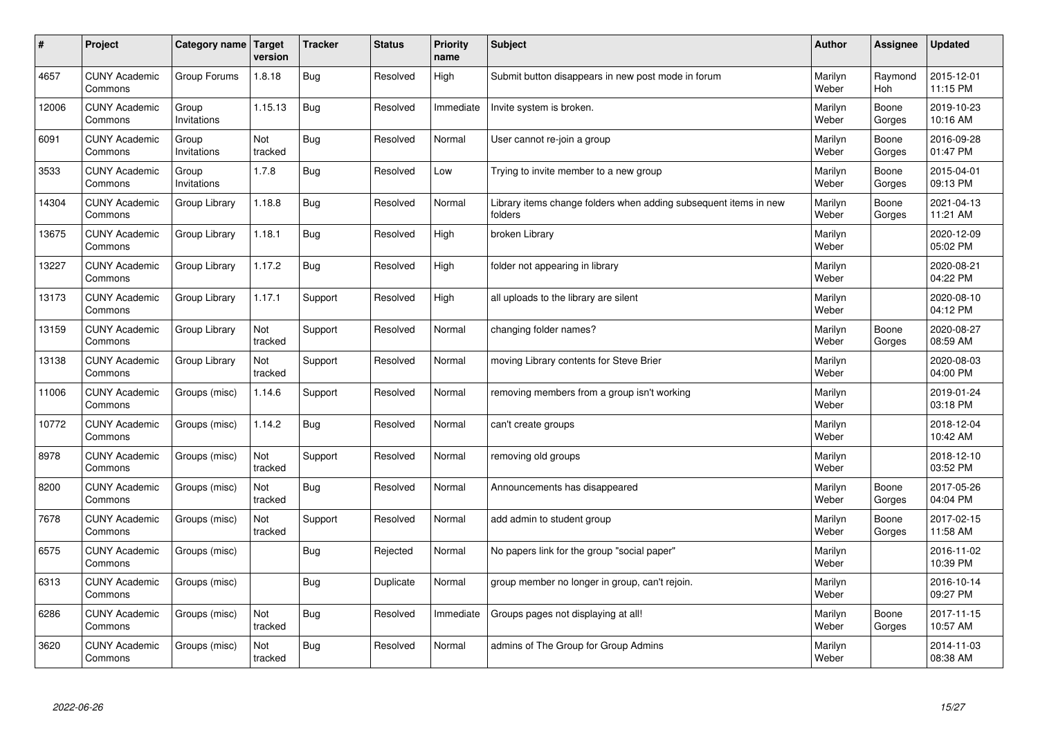| # | Project | Category name | Target version | Tracker | Status | Priority name | Subject | Author | Assignee | Updated |
|---|---|---|---|---|---|---|---|---|---|---|
| 4657 | CUNY Academic Commons | Group Forums | 1.8.18 | Bug | Resolved | High | Submit button disappears in new post mode in forum | Marilyn Weber | Raymond Hoh | 2015-12-01 11:15 PM |
| 12006 | CUNY Academic Commons | Group Invitations | 1.15.13 | Bug | Resolved | Immediate | Invite system is broken. | Marilyn Weber | Boone Gorges | 2019-10-23 10:16 AM |
| 6091 | CUNY Academic Commons | Group Invitations | Not tracked | Bug | Resolved | Normal | User cannot re-join a group | Marilyn Weber | Boone Gorges | 2016-09-28 01:47 PM |
| 3533 | CUNY Academic Commons | Group Invitations | 1.7.8 | Bug | Resolved | Low | Trying to invite member to a new group | Marilyn Weber | Boone Gorges | 2015-04-01 09:13 PM |
| 14304 | CUNY Academic Commons | Group Library | 1.18.8 | Bug | Resolved | Normal | Library items change folders when adding subsequent items in new folders | Marilyn Weber | Boone Gorges | 2021-04-13 11:21 AM |
| 13675 | CUNY Academic Commons | Group Library | 1.18.1 | Bug | Resolved | High | broken Library | Marilyn Weber | | 2020-12-09 05:02 PM |
| 13227 | CUNY Academic Commons | Group Library | 1.17.2 | Bug | Resolved | High | folder not appearing in library | Marilyn Weber | | 2020-08-21 04:22 PM |
| 13173 | CUNY Academic Commons | Group Library | 1.17.1 | Support | Resolved | High | all uploads to the library are silent | Marilyn Weber | | 2020-08-10 04:12 PM |
| 13159 | CUNY Academic Commons | Group Library | Not tracked | Support | Resolved | Normal | changing folder names? | Marilyn Weber | Boone Gorges | 2020-08-27 08:59 AM |
| 13138 | CUNY Academic Commons | Group Library | Not tracked | Support | Resolved | Normal | moving Library contents for Steve Brier | Marilyn Weber | | 2020-08-03 04:00 PM |
| 11006 | CUNY Academic Commons | Groups (misc) | 1.14.6 | Support | Resolved | Normal | removing members from a group isn't working | Marilyn Weber | | 2019-01-24 03:18 PM |
| 10772 | CUNY Academic Commons | Groups (misc) | 1.14.2 | Bug | Resolved | Normal | can't create groups | Marilyn Weber | | 2018-12-04 10:42 AM |
| 8978 | CUNY Academic Commons | Groups (misc) | Not tracked | Support | Resolved | Normal | removing old groups | Marilyn Weber | | 2018-12-10 03:52 PM |
| 8200 | CUNY Academic Commons | Groups (misc) | Not tracked | Bug | Resolved | Normal | Announcements has disappeared | Marilyn Weber | Boone Gorges | 2017-05-26 04:04 PM |
| 7678 | CUNY Academic Commons | Groups (misc) | Not tracked | Support | Resolved | Normal | add admin to student group | Marilyn Weber | Boone Gorges | 2017-02-15 11:58 AM |
| 6575 | CUNY Academic Commons | Groups (misc) | | Bug | Rejected | Normal | No papers link for the group "social paper" | Marilyn Weber | | 2016-11-02 10:39 PM |
| 6313 | CUNY Academic Commons | Groups (misc) | | Bug | Duplicate | Normal | group member no longer in group, can't rejoin. | Marilyn Weber | | 2016-10-14 09:27 PM |
| 6286 | CUNY Academic Commons | Groups (misc) | Not tracked | Bug | Resolved | Immediate | Groups pages not displaying at all! | Marilyn Weber | Boone Gorges | 2017-11-15 10:57 AM |
| 3620 | CUNY Academic Commons | Groups (misc) | Not tracked | Bug | Resolved | Normal | admins of The Group for Group Admins | Marilyn Weber | | 2014-11-03 08:38 AM |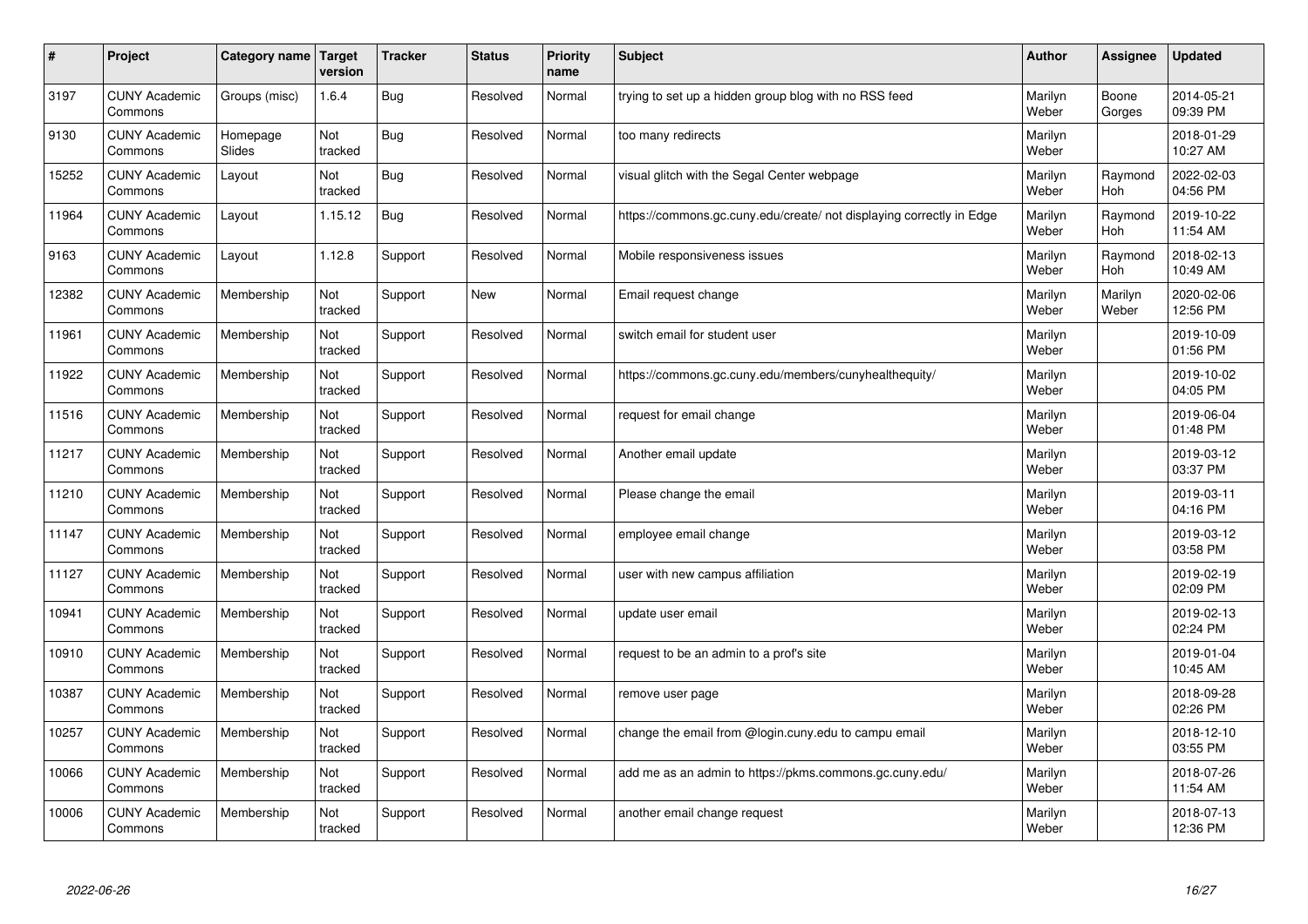| # | Project | Category name | Target version | Tracker | Status | Priority name | Subject | Author | Assignee | Updated |
|---|---|---|---|---|---|---|---|---|---|---|
| 3197 | CUNY Academic Commons | Groups (misc) | 1.6.4 | Bug | Resolved | Normal | trying to set up a hidden group blog with no RSS feed | Marilyn Weber | Boone Gorges | 2014-05-21 09:39 PM |
| 9130 | CUNY Academic Commons | Homepage Slides | Not tracked | Bug | Resolved | Normal | too many redirects | Marilyn Weber | | 2018-01-29 10:27 AM |
| 15252 | CUNY Academic Commons | Layout | Not tracked | Bug | Resolved | Normal | visual glitch with the Segal Center webpage | Marilyn Weber | Raymond Hoh | 2022-02-03 04:56 PM |
| 11964 | CUNY Academic Commons | Layout | 1.15.12 | Bug | Resolved | Normal | https://commons.gc.cuny.edu/create/ not displaying correctly in Edge | Marilyn Weber | Raymond Hoh | 2019-10-22 11:54 AM |
| 9163 | CUNY Academic Commons | Layout | 1.12.8 | Support | Resolved | Normal | Mobile responsiveness issues | Marilyn Weber | Raymond Hoh | 2018-02-13 10:49 AM |
| 12382 | CUNY Academic Commons | Membership | Not tracked | Support | New | Normal | Email request change | Marilyn Weber | Marilyn Weber | 2020-02-06 12:56 PM |
| 11961 | CUNY Academic Commons | Membership | Not tracked | Support | Resolved | Normal | switch email for student user | Marilyn Weber | | 2019-10-09 01:56 PM |
| 11922 | CUNY Academic Commons | Membership | Not tracked | Support | Resolved | Normal | https://commons.gc.cuny.edu/members/cunyhealthequity/ | Marilyn Weber | | 2019-10-02 04:05 PM |
| 11516 | CUNY Academic Commons | Membership | Not tracked | Support | Resolved | Normal | request for email change | Marilyn Weber | | 2019-06-04 01:48 PM |
| 11217 | CUNY Academic Commons | Membership | Not tracked | Support | Resolved | Normal | Another email update | Marilyn Weber | | 2019-03-12 03:37 PM |
| 11210 | CUNY Academic Commons | Membership | Not tracked | Support | Resolved | Normal | Please change the email | Marilyn Weber | | 2019-03-11 04:16 PM |
| 11147 | CUNY Academic Commons | Membership | Not tracked | Support | Resolved | Normal | employee email change | Marilyn Weber | | 2019-03-12 03:58 PM |
| 11127 | CUNY Academic Commons | Membership | Not tracked | Support | Resolved | Normal | user with new campus affiliation | Marilyn Weber | | 2019-02-19 02:09 PM |
| 10941 | CUNY Academic Commons | Membership | Not tracked | Support | Resolved | Normal | update user email | Marilyn Weber | | 2019-02-13 02:24 PM |
| 10910 | CUNY Academic Commons | Membership | Not tracked | Support | Resolved | Normal | request to be an admin to a prof's site | Marilyn Weber | | 2019-01-04 10:45 AM |
| 10387 | CUNY Academic Commons | Membership | Not tracked | Support | Resolved | Normal | remove user page | Marilyn Weber | | 2018-09-28 02:26 PM |
| 10257 | CUNY Academic Commons | Membership | Not tracked | Support | Resolved | Normal | change the email from @login.cuny.edu to campu email | Marilyn Weber | | 2018-12-10 03:55 PM |
| 10066 | CUNY Academic Commons | Membership | Not tracked | Support | Resolved | Normal | add me as an admin to https://pkms.commons.gc.cuny.edu/ | Marilyn Weber | | 2018-07-26 11:54 AM |
| 10006 | CUNY Academic Commons | Membership | Not tracked | Support | Resolved | Normal | another email change request | Marilyn Weber | | 2018-07-13 12:36 PM |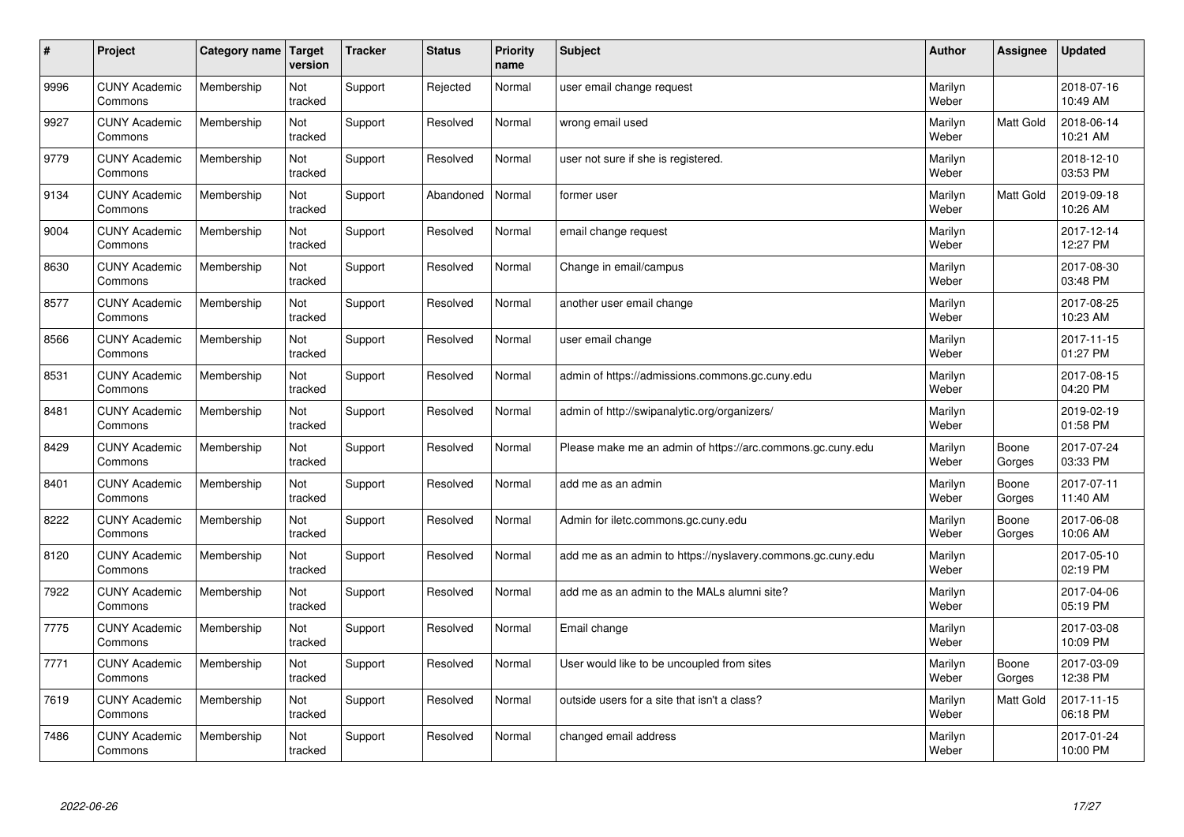| # | Project | Category name | Target version | Tracker | Status | Priority name | Subject | Author | Assignee | Updated |
|---|---|---|---|---|---|---|---|---|---|---|
| 9996 | CUNY Academic Commons | Membership | Not tracked | Support | Rejected | Normal | user email change request | Marilyn Weber | | 2018-07-16 10:49 AM |
| 9927 | CUNY Academic Commons | Membership | Not tracked | Support | Resolved | Normal | wrong email used | Marilyn Weber | Matt Gold | 2018-06-14 10:21 AM |
| 9779 | CUNY Academic Commons | Membership | Not tracked | Support | Resolved | Normal | user not sure if she is registered. | Marilyn Weber | | 2018-12-10 03:53 PM |
| 9134 | CUNY Academic Commons | Membership | Not tracked | Support | Abandoned | Normal | former user | Marilyn Weber | Matt Gold | 2019-09-18 10:26 AM |
| 9004 | CUNY Academic Commons | Membership | Not tracked | Support | Resolved | Normal | email change request | Marilyn Weber | | 2017-12-14 12:27 PM |
| 8630 | CUNY Academic Commons | Membership | Not tracked | Support | Resolved | Normal | Change in email/campus | Marilyn Weber | | 2017-08-30 03:48 PM |
| 8577 | CUNY Academic Commons | Membership | Not tracked | Support | Resolved | Normal | another user email change | Marilyn Weber | | 2017-08-25 10:23 AM |
| 8566 | CUNY Academic Commons | Membership | Not tracked | Support | Resolved | Normal | user email change | Marilyn Weber | | 2017-11-15 01:27 PM |
| 8531 | CUNY Academic Commons | Membership | Not tracked | Support | Resolved | Normal | admin of https://admissions.commons.gc.cuny.edu | Marilyn Weber | | 2017-08-15 04:20 PM |
| 8481 | CUNY Academic Commons | Membership | Not tracked | Support | Resolved | Normal | admin of http://swipanalytic.org/organizers/ | Marilyn Weber | | 2019-02-19 01:58 PM |
| 8429 | CUNY Academic Commons | Membership | Not tracked | Support | Resolved | Normal | Please make me an admin of https://arc.commons.gc.cuny.edu | Marilyn Weber | Boone Gorges | 2017-07-24 03:33 PM |
| 8401 | CUNY Academic Commons | Membership | Not tracked | Support | Resolved | Normal | add me as an admin | Marilyn Weber | Boone Gorges | 2017-07-11 11:40 AM |
| 8222 | CUNY Academic Commons | Membership | Not tracked | Support | Resolved | Normal | Admin for iletc.commons.gc.cuny.edu | Marilyn Weber | Boone Gorges | 2017-06-08 10:06 AM |
| 8120 | CUNY Academic Commons | Membership | Not tracked | Support | Resolved | Normal | add me as an admin to https://nyslavery.commons.gc.cuny.edu | Marilyn Weber | | 2017-05-10 02:19 PM |
| 7922 | CUNY Academic Commons | Membership | Not tracked | Support | Resolved | Normal | add me as an admin to the MALs alumni site? | Marilyn Weber | | 2017-04-06 05:19 PM |
| 7775 | CUNY Academic Commons | Membership | Not tracked | Support | Resolved | Normal | Email change | Marilyn Weber | | 2017-03-08 10:09 PM |
| 7771 | CUNY Academic Commons | Membership | Not tracked | Support | Resolved | Normal | User would like to be uncoupled from sites | Marilyn Weber | Boone Gorges | 2017-03-09 12:38 PM |
| 7619 | CUNY Academic Commons | Membership | Not tracked | Support | Resolved | Normal | outside users for a site that isn't a class? | Marilyn Weber | Matt Gold | 2017-11-15 06:18 PM |
| 7486 | CUNY Academic Commons | Membership | Not tracked | Support | Resolved | Normal | changed email address | Marilyn Weber | | 2017-01-24 10:00 PM |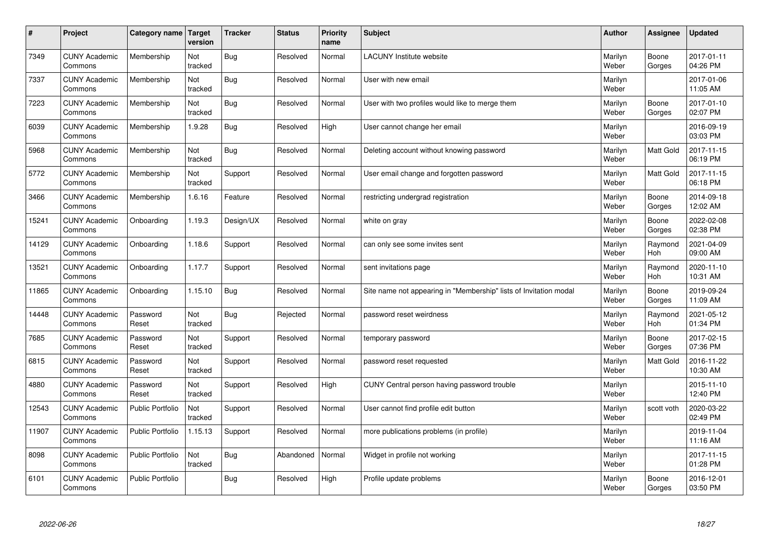| # | Project | Category name | Target version | Tracker | Status | Priority name | Subject | Author | Assignee | Updated |
|---|---|---|---|---|---|---|---|---|---|---|
| 7349 | CUNY Academic Commons | Membership | Not tracked | Bug | Resolved | Normal | LACUNY Institute website | Marilyn Weber | Boone Gorges | 2017-01-11 04:26 PM |
| 7337 | CUNY Academic Commons | Membership | Not tracked | Bug | Resolved | Normal | User with new email | Marilyn Weber | | 2017-01-06 11:05 AM |
| 7223 | CUNY Academic Commons | Membership | Not tracked | Bug | Resolved | Normal | User with two profiles would like to merge them | Marilyn Weber | Boone Gorges | 2017-01-10 02:07 PM |
| 6039 | CUNY Academic Commons | Membership | 1.9.28 | Bug | Resolved | High | User cannot change her email | Marilyn Weber | | 2016-09-19 03:03 PM |
| 5968 | CUNY Academic Commons | Membership | Not tracked | Bug | Resolved | Normal | Deleting account without knowing password | Marilyn Weber | Matt Gold | 2017-11-15 06:19 PM |
| 5772 | CUNY Academic Commons | Membership | Not tracked | Support | Resolved | Normal | User email change and forgotten password | Marilyn Weber | Matt Gold | 2017-11-15 06:18 PM |
| 3466 | CUNY Academic Commons | Membership | 1.6.16 | Feature | Resolved | Normal | restricting undergrad registration | Marilyn Weber | Boone Gorges | 2014-09-18 12:02 AM |
| 15241 | CUNY Academic Commons | Onboarding | 1.19.3 | Design/UX | Resolved | Normal | white on gray | Marilyn Weber | Boone Gorges | 2022-02-08 02:38 PM |
| 14129 | CUNY Academic Commons | Onboarding | 1.18.6 | Support | Resolved | Normal | can only see some invites sent | Marilyn Weber | Raymond Hoh | 2021-04-09 09:00 AM |
| 13521 | CUNY Academic Commons | Onboarding | 1.17.7 | Support | Resolved | Normal | sent invitations page | Marilyn Weber | Raymond Hoh | 2020-11-10 10:31 AM |
| 11865 | CUNY Academic Commons | Onboarding | 1.15.10 | Bug | Resolved | Normal | Site name not appearing in "Membership" lists of Invitation modal | Marilyn Weber | Boone Gorges | 2019-09-24 11:09 AM |
| 14448 | CUNY Academic Commons | Password Reset | Not tracked | Bug | Rejected | Normal | password reset weirdness | Marilyn Weber | Raymond Hoh | 2021-05-12 01:34 PM |
| 7685 | CUNY Academic Commons | Password Reset | Not tracked | Support | Resolved | Normal | temporary password | Marilyn Weber | Boone Gorges | 2017-02-15 07:36 PM |
| 6815 | CUNY Academic Commons | Password Reset | Not tracked | Support | Resolved | Normal | password reset requested | Marilyn Weber | Matt Gold | 2016-11-22 10:30 AM |
| 4880 | CUNY Academic Commons | Password Reset | Not tracked | Support | Resolved | High | CUNY Central person having password trouble | Marilyn Weber | | 2015-11-10 12:40 PM |
| 12543 | CUNY Academic Commons | Public Portfolio | Not tracked | Support | Resolved | Normal | User cannot find profile edit button | Marilyn Weber | scott voth | 2020-03-22 02:49 PM |
| 11907 | CUNY Academic Commons | Public Portfolio | 1.15.13 | Support | Resolved | Normal | more publications problems (in profile) | Marilyn Weber | | 2019-11-04 11:16 AM |
| 8098 | CUNY Academic Commons | Public Portfolio | Not tracked | Bug | Abandoned | Normal | Widget in profile not working | Marilyn Weber | | 2017-11-15 01:28 PM |
| 6101 | CUNY Academic Commons | Public Portfolio | | Bug | Resolved | High | Profile update problems | Marilyn Weber | Boone Gorges | 2016-12-01 03:50 PM |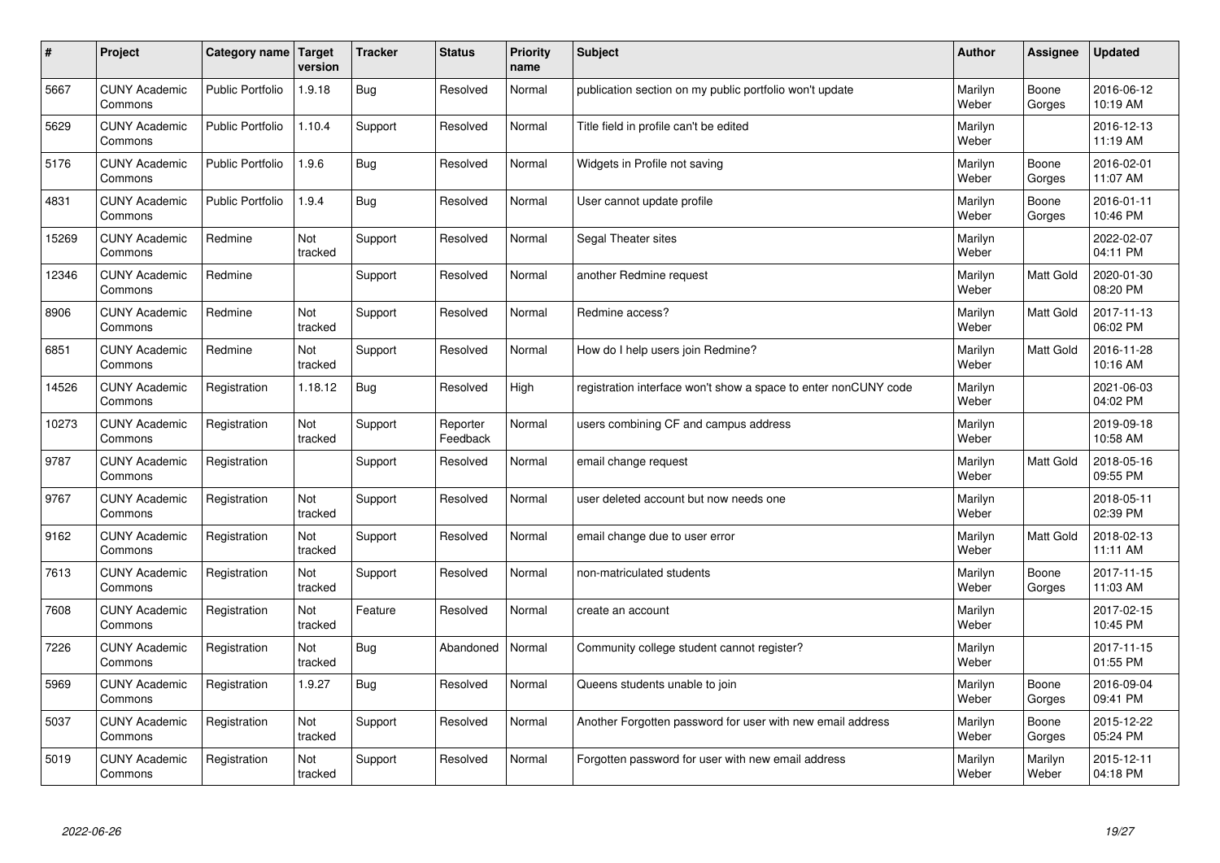| # | Project | Category name | Target version | Tracker | Status | Priority name | Subject | Author | Assignee | Updated |
|---|---|---|---|---|---|---|---|---|---|---|
| 5667 | CUNY Academic Commons | Public Portfolio | 1.9.18 | Bug | Resolved | Normal | publication section on my public portfolio won't update | Marilyn Weber | Boone Gorges | 2016-06-12 10:19 AM |
| 5629 | CUNY Academic Commons | Public Portfolio | 1.10.4 | Support | Resolved | Normal | Title field in profile can't be edited | Marilyn Weber | | 2016-12-13 11:19 AM |
| 5176 | CUNY Academic Commons | Public Portfolio | 1.9.6 | Bug | Resolved | Normal | Widgets in Profile not saving | Marilyn Weber | Boone Gorges | 2016-02-01 11:07 AM |
| 4831 | CUNY Academic Commons | Public Portfolio | 1.9.4 | Bug | Resolved | Normal | User cannot update profile | Marilyn Weber | Boone Gorges | 2016-01-11 10:46 PM |
| 15269 | CUNY Academic Commons | Redmine | Not tracked | Support | Resolved | Normal | Segal Theater sites | Marilyn Weber | | 2022-02-07 04:11 PM |
| 12346 | CUNY Academic Commons | Redmine | | Support | Resolved | Normal | another Redmine request | Marilyn Weber | Matt Gold | 2020-01-30 08:20 PM |
| 8906 | CUNY Academic Commons | Redmine | Not tracked | Support | Resolved | Normal | Redmine access? | Marilyn Weber | Matt Gold | 2017-11-13 06:02 PM |
| 6851 | CUNY Academic Commons | Redmine | Not tracked | Support | Resolved | Normal | How do I help users join Redmine? | Marilyn Weber | Matt Gold | 2016-11-28 10:16 AM |
| 14526 | CUNY Academic Commons | Registration | 1.18.12 | Bug | Resolved | High | registration interface won't show a space to enter nonCUNY code | Marilyn Weber | | 2021-06-03 04:02 PM |
| 10273 | CUNY Academic Commons | Registration | Not tracked | Support | Reporter Feedback | Normal | users combining CF and campus address | Marilyn Weber | | 2019-09-18 10:58 AM |
| 9787 | CUNY Academic Commons | Registration | | Support | Resolved | Normal | email change request | Marilyn Weber | Matt Gold | 2018-05-16 09:55 PM |
| 9767 | CUNY Academic Commons | Registration | Not tracked | Support | Resolved | Normal | user deleted account but now needs one | Marilyn Weber | | 2018-05-11 02:39 PM |
| 9162 | CUNY Academic Commons | Registration | Not tracked | Support | Resolved | Normal | email change due to user error | Marilyn Weber | Matt Gold | 2018-02-13 11:11 AM |
| 7613 | CUNY Academic Commons | Registration | Not tracked | Support | Resolved | Normal | non-matriculated students | Marilyn Weber | Boone Gorges | 2017-11-15 11:03 AM |
| 7608 | CUNY Academic Commons | Registration | Not tracked | Feature | Resolved | Normal | create an account | Marilyn Weber | | 2017-02-15 10:45 PM |
| 7226 | CUNY Academic Commons | Registration | Not tracked | Bug | Abandoned | Normal | Community college student cannot register? | Marilyn Weber | | 2017-11-15 01:55 PM |
| 5969 | CUNY Academic Commons | Registration | 1.9.27 | Bug | Resolved | Normal | Queens students unable to join | Marilyn Weber | Boone Gorges | 2016-09-04 09:41 PM |
| 5037 | CUNY Academic Commons | Registration | Not tracked | Support | Resolved | Normal | Another Forgotten password for user with new email address | Marilyn Weber | Boone Gorges | 2015-12-22 05:24 PM |
| 5019 | CUNY Academic Commons | Registration | Not tracked | Support | Resolved | Normal | Forgotten password for user with new email address | Marilyn Weber | Marilyn Weber | 2015-12-11 04:18 PM |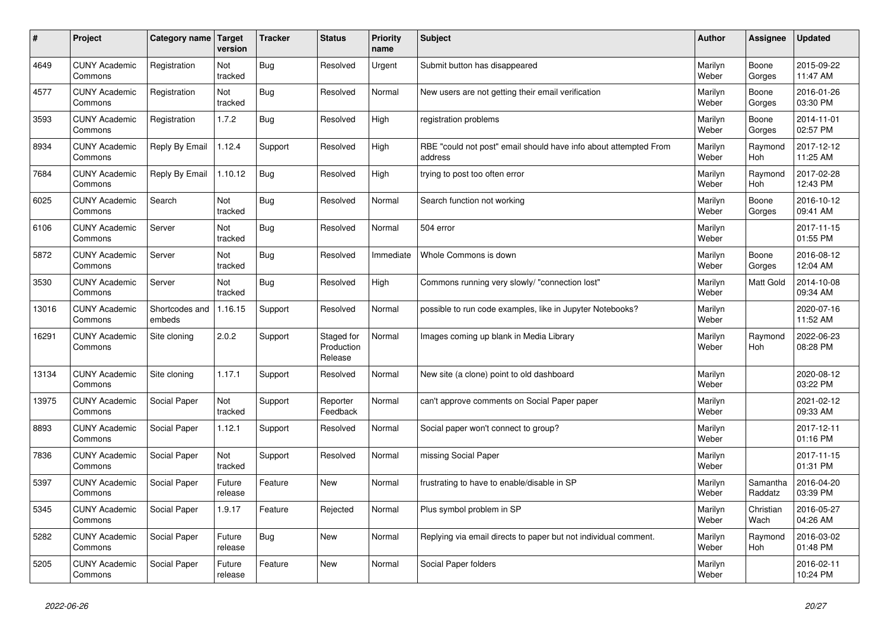| # | Project | Category name | Target version | Tracker | Status | Priority name | Subject | Author | Assignee | Updated |
|---|---|---|---|---|---|---|---|---|---|---|
| 4649 | CUNY Academic Commons | Registration | Not tracked | Bug | Resolved | Urgent | Submit button has disappeared | Marilyn Weber | Boone Gorges | 2015-09-22 11:47 AM |
| 4577 | CUNY Academic Commons | Registration | Not tracked | Bug | Resolved | Normal | New users are not getting their email verification | Marilyn Weber | Boone Gorges | 2016-01-26 03:30 PM |
| 3593 | CUNY Academic Commons | Registration | 1.7.2 | Bug | Resolved | High | registration problems | Marilyn Weber | Boone Gorges | 2014-11-01 02:57 PM |
| 8934 | CUNY Academic Commons | Reply By Email | 1.12.4 | Support | Resolved | High | RBE "could not post" email should have info about attempted From address | Marilyn Weber | Raymond Hoh | 2017-12-12 11:25 AM |
| 7684 | CUNY Academic Commons | Reply By Email | 1.10.12 | Bug | Resolved | High | trying to post too often error | Marilyn Weber | Raymond Hoh | 2017-02-28 12:43 PM |
| 6025 | CUNY Academic Commons | Search | Not tracked | Bug | Resolved | Normal | Search function not working | Marilyn Weber | Boone Gorges | 2016-10-12 09:41 AM |
| 6106 | CUNY Academic Commons | Server | Not tracked | Bug | Resolved | Normal | 504 error | Marilyn Weber | | 2017-11-15 01:55 PM |
| 5872 | CUNY Academic Commons | Server | Not tracked | Bug | Resolved | Immediate | Whole Commons is down | Marilyn Weber | Boone Gorges | 2016-08-12 12:04 AM |
| 3530 | CUNY Academic Commons | Server | Not tracked | Bug | Resolved | High | Commons running very slowly/ "connection lost" | Marilyn Weber | Matt Gold | 2014-10-08 09:34 AM |
| 13016 | CUNY Academic Commons | Shortcodes and embeds | 1.16.15 | Support | Resolved | Normal | possible to run code examples, like in Jupyter Notebooks? | Marilyn Weber | | 2020-07-16 11:52 AM |
| 16291 | CUNY Academic Commons | Site cloning | 2.0.2 | Support | Staged for Production Release | Normal | Images coming up blank in Media Library | Marilyn Weber | Raymond Hoh | 2022-06-23 08:28 PM |
| 13134 | CUNY Academic Commons | Site cloning | 1.17.1 | Support | Resolved | Normal | New site (a clone) point to old dashboard | Marilyn Weber | | 2020-08-12 03:22 PM |
| 13975 | CUNY Academic Commons | Social Paper | Not tracked | Support | Reporter Feedback | Normal | can't approve comments on Social Paper paper | Marilyn Weber | | 2021-02-12 09:33 AM |
| 8893 | CUNY Academic Commons | Social Paper | 1.12.1 | Support | Resolved | Normal | Social paper won't connect to group? | Marilyn Weber | | 2017-12-11 01:16 PM |
| 7836 | CUNY Academic Commons | Social Paper | Not tracked | Support | Resolved | Normal | missing Social Paper | Marilyn Weber | | 2017-11-15 01:31 PM |
| 5397 | CUNY Academic Commons | Social Paper | Future release | Feature | New | Normal | frustrating to have to enable/disable in SP | Marilyn Weber | Samantha Raddatz | 2016-04-20 03:39 PM |
| 5345 | CUNY Academic Commons | Social Paper | 1.9.17 | Feature | Rejected | Normal | Plus symbol problem in SP | Marilyn Weber | Christian Wach | 2016-05-27 04:26 AM |
| 5282 | CUNY Academic Commons | Social Paper | Future release | Bug | New | Normal | Replying via email directs to paper but not individual comment. | Marilyn Weber | Raymond Hoh | 2016-03-02 01:48 PM |
| 5205 | CUNY Academic Commons | Social Paper | Future release | Feature | New | Normal | Social Paper folders | Marilyn Weber | | 2016-02-11 10:24 PM |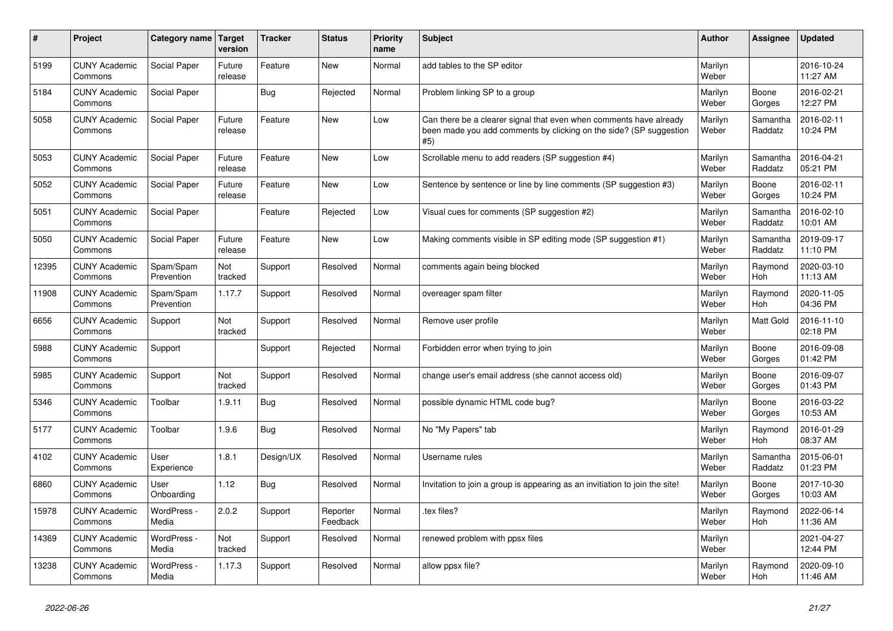| # | Project | Category name | Target version | Tracker | Status | Priority name | Subject | Author | Assignee | Updated |
|---|---|---|---|---|---|---|---|---|---|---|
| 5199 | CUNY Academic Commons | Social Paper | Future release | Feature | New | Normal | add tables to the SP editor | Marilyn Weber | | 2016-10-24 11:27 AM |
| 5184 | CUNY Academic Commons | Social Paper | | Bug | Rejected | Normal | Problem linking SP to a group | Marilyn Weber | Boone Gorges | 2016-02-21 12:27 PM |
| 5058 | CUNY Academic Commons | Social Paper | Future release | Feature | New | Low | Can there be a clearer signal that even when comments have already been made you add comments by clicking on the side? (SP suggestion #5) | Marilyn Weber | Samantha Raddatz | 2016-02-11 10:24 PM |
| 5053 | CUNY Academic Commons | Social Paper | Future release | Feature | New | Low | Scrollable menu to add readers (SP suggestion #4) | Marilyn Weber | Samantha Raddatz | 2016-04-21 05:21 PM |
| 5052 | CUNY Academic Commons | Social Paper | Future release | Feature | New | Low | Sentence by sentence or line by line comments (SP suggestion #3) | Marilyn Weber | Boone Gorges | 2016-02-11 10:24 PM |
| 5051 | CUNY Academic Commons | Social Paper | | Feature | Rejected | Low | Visual cues for comments (SP suggestion #2) | Marilyn Weber | Samantha Raddatz | 2016-02-10 10:01 AM |
| 5050 | CUNY Academic Commons | Social Paper | Future release | Feature | New | Low | Making comments visible in SP editing mode (SP suggestion #1) | Marilyn Weber | Samantha Raddatz | 2019-09-17 11:10 PM |
| 12395 | CUNY Academic Commons | Spam/Spam Prevention | Not tracked | Support | Resolved | Normal | comments again being blocked | Marilyn Weber | Raymond Hoh | 2020-03-10 11:13 AM |
| 11908 | CUNY Academic Commons | Spam/Spam Prevention | 1.17.7 | Support | Resolved | Normal | overeager spam filter | Marilyn Weber | Raymond Hoh | 2020-11-05 04:36 PM |
| 6656 | CUNY Academic Commons | Support | Not tracked | Support | Resolved | Normal | Remove user profile | Marilyn Weber | Matt Gold | 2016-11-10 02:18 PM |
| 5988 | CUNY Academic Commons | Support | | Support | Rejected | Normal | Forbidden error when trying to join | Marilyn Weber | Boone Gorges | 2016-09-08 01:42 PM |
| 5985 | CUNY Academic Commons | Support | Not tracked | Support | Resolved | Normal | change user's email address (she cannot access old) | Marilyn Weber | Boone Gorges | 2016-09-07 01:43 PM |
| 5346 | CUNY Academic Commons | Toolbar | 1.9.11 | Bug | Resolved | Normal | possible dynamic HTML code bug? | Marilyn Weber | Boone Gorges | 2016-03-22 10:53 AM |
| 5177 | CUNY Academic Commons | Toolbar | 1.9.6 | Bug | Resolved | Normal | No "My Papers" tab | Marilyn Weber | Raymond Hoh | 2016-01-29 08:37 AM |
| 4102 | CUNY Academic Commons | User Experience | 1.8.1 | Design/UX | Resolved | Normal | Username rules | Marilyn Weber | Samantha Raddatz | 2015-06-01 01:23 PM |
| 6860 | CUNY Academic Commons | User Onboarding | 1.12 | Bug | Resolved | Normal | Invitation to join a group is appearing as an invitiation to join the site! | Marilyn Weber | Boone Gorges | 2017-10-30 10:03 AM |
| 15978 | CUNY Academic Commons | WordPress - Media | 2.0.2 | Support | Reporter Feedback | Normal | .tex files? | Marilyn Weber | Raymond Hoh | 2022-06-14 11:36 AM |
| 14369 | CUNY Academic Commons | WordPress - Media | Not tracked | Support | Resolved | Normal | renewed problem with ppsx files | Marilyn Weber | | 2021-04-27 12:44 PM |
| 13238 | CUNY Academic Commons | WordPress - Media | 1.17.3 | Support | Resolved | Normal | allow ppsx file? | Marilyn Weber | Raymond Hoh | 2020-09-10 11:46 AM |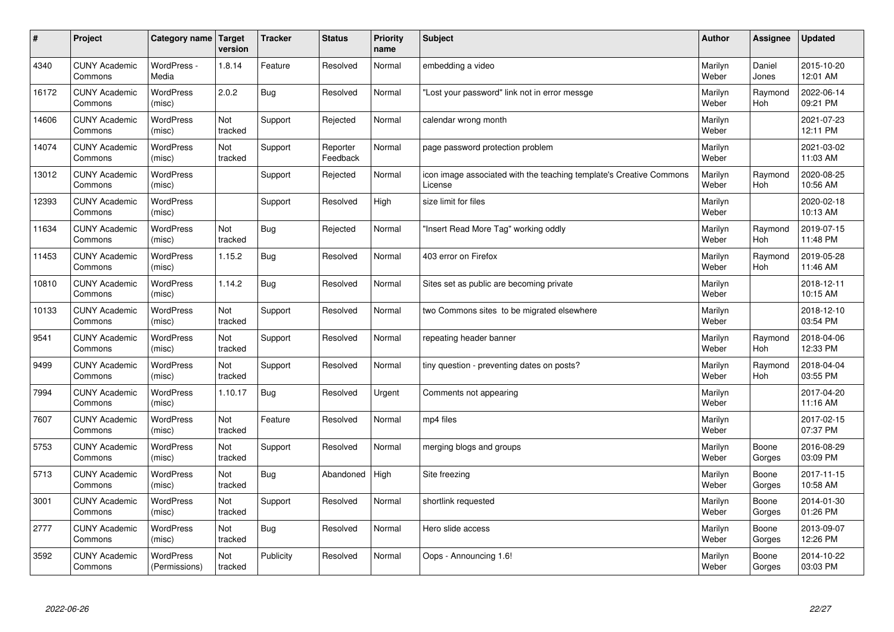| # | Project | Category name | Target version | Tracker | Status | Priority name | Subject | Author | Assignee | Updated |
|---|---|---|---|---|---|---|---|---|---|---|
| 4340 | CUNY Academic Commons | WordPress - Media | 1.8.14 | Feature | Resolved | Normal | embedding a video | Marilyn Weber | Daniel Jones | 2015-10-20 12:01 AM |
| 16172 | CUNY Academic Commons | WordPress (misc) | 2.0.2 | Bug | Resolved | Normal | "Lost your password" link not in error messge | Marilyn Weber | Raymond Hoh | 2022-06-14 09:21 PM |
| 14606 | CUNY Academic Commons | WordPress (misc) | Not tracked | Support | Rejected | Normal | calendar wrong month | Marilyn Weber | | 2021-07-23 12:11 PM |
| 14074 | CUNY Academic Commons | WordPress (misc) | Not tracked | Support | Reporter Feedback | Normal | page password protection problem | Marilyn Weber | | 2021-03-02 11:03 AM |
| 13012 | CUNY Academic Commons | WordPress (misc) | | Support | Rejected | Normal | icon image associated with the teaching template's Creative Commons License | Marilyn Weber | Raymond Hoh | 2020-08-25 10:56 AM |
| 12393 | CUNY Academic Commons | WordPress (misc) | | Support | Resolved | High | size limit for files | Marilyn Weber | | 2020-02-18 10:13 AM |
| 11634 | CUNY Academic Commons | WordPress (misc) | Not tracked | Bug | Rejected | Normal | "Insert Read More Tag" working oddly | Marilyn Weber | Raymond Hoh | 2019-07-15 11:48 PM |
| 11453 | CUNY Academic Commons | WordPress (misc) | 1.15.2 | Bug | Resolved | Normal | 403 error on Firefox | Marilyn Weber | Raymond Hoh | 2019-05-28 11:46 AM |
| 10810 | CUNY Academic Commons | WordPress (misc) | 1.14.2 | Bug | Resolved | Normal | Sites set as public are becoming private | Marilyn Weber | | 2018-12-11 10:15 AM |
| 10133 | CUNY Academic Commons | WordPress (misc) | Not tracked | Support | Resolved | Normal | two Commons sites to be migrated elsewhere | Marilyn Weber | | 2018-12-10 03:54 PM |
| 9541 | CUNY Academic Commons | WordPress (misc) | Not tracked | Support | Resolved | Normal | repeating header banner | Marilyn Weber | Raymond Hoh | 2018-04-06 12:33 PM |
| 9499 | CUNY Academic Commons | WordPress (misc) | Not tracked | Support | Resolved | Normal | tiny question - preventing dates on posts? | Marilyn Weber | Raymond Hoh | 2018-04-04 03:55 PM |
| 7994 | CUNY Academic Commons | WordPress (misc) | 1.10.17 | Bug | Resolved | Urgent | Comments not appearing | Marilyn Weber | | 2017-04-20 11:16 AM |
| 7607 | CUNY Academic Commons | WordPress (misc) | Not tracked | Feature | Resolved | Normal | mp4 files | Marilyn Weber | | 2017-02-15 07:37 PM |
| 5753 | CUNY Academic Commons | WordPress (misc) | Not tracked | Support | Resolved | Normal | merging blogs and groups | Marilyn Weber | Boone Gorges | 2016-08-29 03:09 PM |
| 5713 | CUNY Academic Commons | WordPress (misc) | Not tracked | Bug | Abandoned | High | Site freezing | Marilyn Weber | Boone Gorges | 2017-11-15 10:58 AM |
| 3001 | CUNY Academic Commons | WordPress (misc) | Not tracked | Support | Resolved | Normal | shortlink requested | Marilyn Weber | Boone Gorges | 2014-01-30 01:26 PM |
| 2777 | CUNY Academic Commons | WordPress (misc) | Not tracked | Bug | Resolved | Normal | Hero slide access | Marilyn Weber | Boone Gorges | 2013-09-07 12:26 PM |
| 3592 | CUNY Academic Commons | WordPress (Permissions) | Not tracked | Publicity | Resolved | Normal | Oops - Announcing 1.6! | Marilyn Weber | Boone Gorges | 2014-10-22 03:03 PM |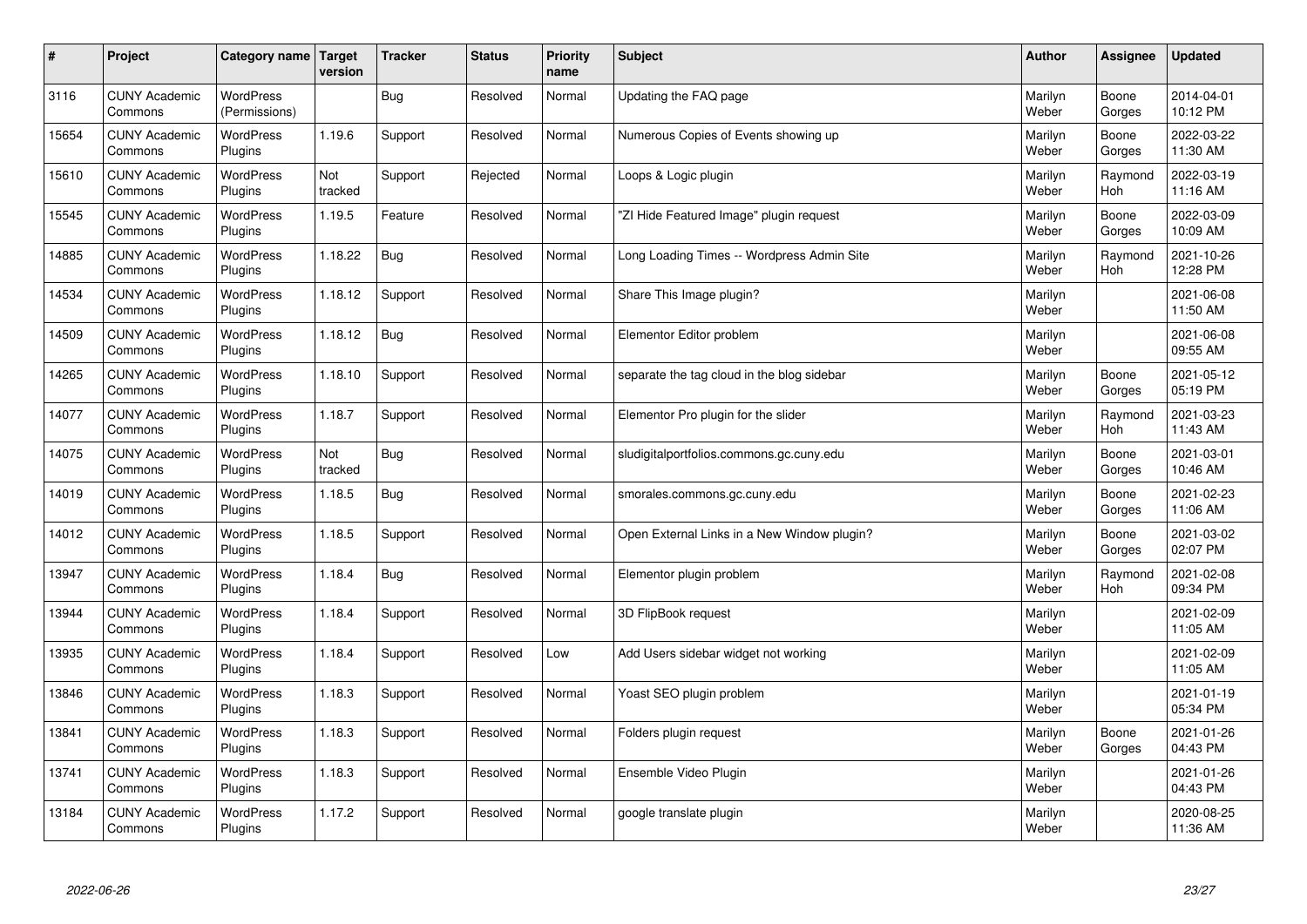| # | Project | Category name | Target version | Tracker | Status | Priority name | Subject | Author | Assignee | Updated |
|---|---|---|---|---|---|---|---|---|---|---|
| 3116 | CUNY Academic Commons | WordPress (Permissions) | | Bug | Resolved | Normal | Updating the FAQ page | Marilyn Weber | Boone Gorges | 2014-04-01 10:12 PM |
| 15654 | CUNY Academic Commons | WordPress Plugins | 1.19.6 | Support | Resolved | Normal | Numerous Copies of Events showing up | Marilyn Weber | Boone Gorges | 2022-03-22 11:30 AM |
| 15610 | CUNY Academic Commons | WordPress Plugins | Not tracked | Support | Rejected | Normal | Loops & Logic plugin | Marilyn Weber | Raymond Hoh | 2022-03-19 11:16 AM |
| 15545 | CUNY Academic Commons | WordPress Plugins | 1.19.5 | Feature | Resolved | Normal | "ZI Hide Featured Image" plugin request | Marilyn Weber | Boone Gorges | 2022-03-09 10:09 AM |
| 14885 | CUNY Academic Commons | WordPress Plugins | 1.18.22 | Bug | Resolved | Normal | Long Loading Times -- Wordpress Admin Site | Marilyn Weber | Raymond Hoh | 2021-10-26 12:28 PM |
| 14534 | CUNY Academic Commons | WordPress Plugins | 1.18.12 | Support | Resolved | Normal | Share This Image plugin? | Marilyn Weber | | 2021-06-08 11:50 AM |
| 14509 | CUNY Academic Commons | WordPress Plugins | 1.18.12 | Bug | Resolved | Normal | Elementor Editor problem | Marilyn Weber | | 2021-06-08 09:55 AM |
| 14265 | CUNY Academic Commons | WordPress Plugins | 1.18.10 | Support | Resolved | Normal | separate the tag cloud in the blog sidebar | Marilyn Weber | Boone Gorges | 2021-05-12 05:19 PM |
| 14077 | CUNY Academic Commons | WordPress Plugins | 1.18.7 | Support | Resolved | Normal | Elementor Pro plugin for the slider | Marilyn Weber | Raymond Hoh | 2021-03-23 11:43 AM |
| 14075 | CUNY Academic Commons | WordPress Plugins | Not tracked | Bug | Resolved | Normal | sludigitalportfolios.commons.gc.cuny.edu | Marilyn Weber | Boone Gorges | 2021-03-01 10:46 AM |
| 14019 | CUNY Academic Commons | WordPress Plugins | 1.18.5 | Bug | Resolved | Normal | smorales.commons.gc.cuny.edu | Marilyn Weber | Boone Gorges | 2021-02-23 11:06 AM |
| 14012 | CUNY Academic Commons | WordPress Plugins | 1.18.5 | Support | Resolved | Normal | Open External Links in a New Window plugin? | Marilyn Weber | Boone Gorges | 2021-03-02 02:07 PM |
| 13947 | CUNY Academic Commons | WordPress Plugins | 1.18.4 | Bug | Resolved | Normal | Elementor plugin problem | Marilyn Weber | Raymond Hoh | 2021-02-08 09:34 PM |
| 13944 | CUNY Academic Commons | WordPress Plugins | 1.18.4 | Support | Resolved | Normal | 3D FlipBook request | Marilyn Weber | | 2021-02-09 11:05 AM |
| 13935 | CUNY Academic Commons | WordPress Plugins | 1.18.4 | Support | Resolved | Low | Add Users sidebar widget not working | Marilyn Weber | | 2021-02-09 11:05 AM |
| 13846 | CUNY Academic Commons | WordPress Plugins | 1.18.3 | Support | Resolved | Normal | Yoast SEO plugin problem | Marilyn Weber | | 2021-01-19 05:34 PM |
| 13841 | CUNY Academic Commons | WordPress Plugins | 1.18.3 | Support | Resolved | Normal | Folders plugin request | Marilyn Weber | Boone Gorges | 2021-01-26 04:43 PM |
| 13741 | CUNY Academic Commons | WordPress Plugins | 1.18.3 | Support | Resolved | Normal | Ensemble Video Plugin | Marilyn Weber | | 2021-01-26 04:43 PM |
| 13184 | CUNY Academic Commons | WordPress Plugins | 1.17.2 | Support | Resolved | Normal | google translate plugin | Marilyn Weber | | 2020-08-25 11:36 AM |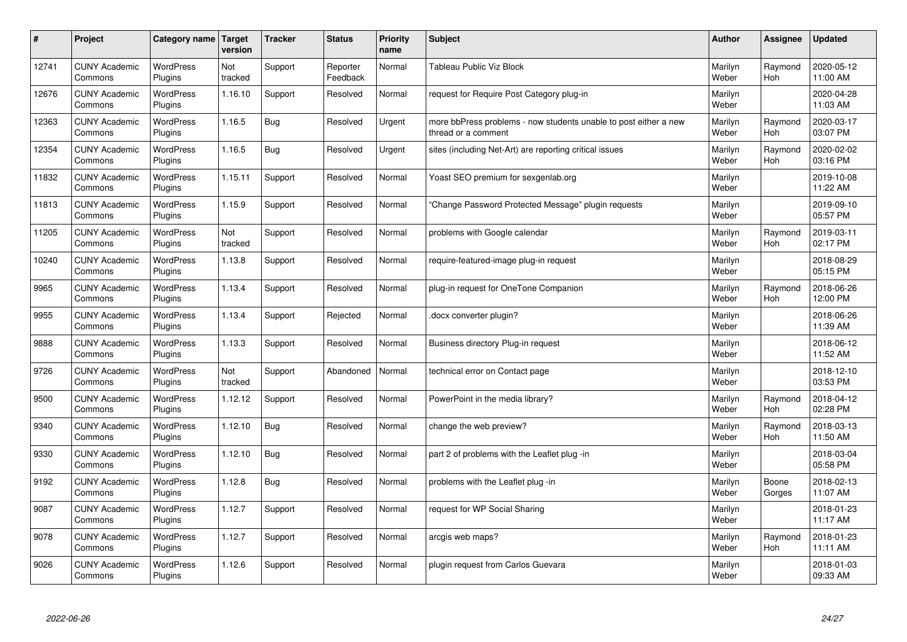| # | Project | Category name | Target version | Tracker | Status | Priority name | Subject | Author | Assignee | Updated |
|---|---|---|---|---|---|---|---|---|---|---|
| 12741 | CUNY Academic Commons | WordPress Plugins | Not tracked | Support | Reporter Feedback | Normal | Tableau Public Viz Block | Marilyn Weber | Raymond Hoh | 2020-05-12 11:00 AM |
| 12676 | CUNY Academic Commons | WordPress Plugins | 1.16.10 | Support | Resolved | Normal | request for Require Post Category plug-in | Marilyn Weber | | 2020-04-28 11:03 AM |
| 12363 | CUNY Academic Commons | WordPress Plugins | 1.16.5 | Bug | Resolved | Urgent | more bbPress problems - now students unable to post either a new thread or a comment | Marilyn Weber | Raymond Hoh | 2020-03-17 03:07 PM |
| 12354 | CUNY Academic Commons | WordPress Plugins | 1.16.5 | Bug | Resolved | Urgent | sites (including Net-Art) are reporting critical issues | Marilyn Weber | Raymond Hoh | 2020-02-02 03:16 PM |
| 11832 | CUNY Academic Commons | WordPress Plugins | 1.15.11 | Support | Resolved | Normal | Yoast SEO premium for sexgenlab.org | Marilyn Weber | | 2019-10-08 11:22 AM |
| 11813 | CUNY Academic Commons | WordPress Plugins | 1.15.9 | Support | Resolved | Normal | "Change Password Protected Message" plugin requests | Marilyn Weber | | 2019-09-10 05:57 PM |
| 11205 | CUNY Academic Commons | WordPress Plugins | Not tracked | Support | Resolved | Normal | problems with Google calendar | Marilyn Weber | Raymond Hoh | 2019-03-11 02:17 PM |
| 10240 | CUNY Academic Commons | WordPress Plugins | 1.13.8 | Support | Resolved | Normal | require-featured-image plug-in request | Marilyn Weber | | 2018-08-29 05:15 PM |
| 9965 | CUNY Academic Commons | WordPress Plugins | 1.13.4 | Support | Resolved | Normal | plug-in request for OneTone Companion | Marilyn Weber | Raymond Hoh | 2018-06-26 12:00 PM |
| 9955 | CUNY Academic Commons | WordPress Plugins | 1.13.4 | Support | Rejected | Normal | .docx converter plugin? | Marilyn Weber | | 2018-06-26 11:39 AM |
| 9888 | CUNY Academic Commons | WordPress Plugins | 1.13.3 | Support | Resolved | Normal | Business directory Plug-in request | Marilyn Weber | | 2018-06-12 11:52 AM |
| 9726 | CUNY Academic Commons | WordPress Plugins | Not tracked | Support | Abandoned | Normal | technical error on Contact page | Marilyn Weber | | 2018-12-10 03:53 PM |
| 9500 | CUNY Academic Commons | WordPress Plugins | 1.12.12 | Support | Resolved | Normal | PowerPoint in the media library? | Marilyn Weber | Raymond Hoh | 2018-04-12 02:28 PM |
| 9340 | CUNY Academic Commons | WordPress Plugins | 1.12.10 | Bug | Resolved | Normal | change the web preview? | Marilyn Weber | Raymond Hoh | 2018-03-13 11:50 AM |
| 9330 | CUNY Academic Commons | WordPress Plugins | 1.12.10 | Bug | Resolved | Normal | part 2 of problems with the Leaflet plug -in | Marilyn Weber | | 2018-03-04 05:58 PM |
| 9192 | CUNY Academic Commons | WordPress Plugins | 1.12.8 | Bug | Resolved | Normal | problems with the Leaflet plug -in | Marilyn Weber | Boone Gorges | 2018-02-13 11:07 AM |
| 9087 | CUNY Academic Commons | WordPress Plugins | 1.12.7 | Support | Resolved | Normal | request for WP Social Sharing | Marilyn Weber | | 2018-01-23 11:17 AM |
| 9078 | CUNY Academic Commons | WordPress Plugins | 1.12.7 | Support | Resolved | Normal | arcgis web maps? | Marilyn Weber | Raymond Hoh | 2018-01-23 11:11 AM |
| 9026 | CUNY Academic Commons | WordPress Plugins | 1.12.6 | Support | Resolved | Normal | plugin request from Carlos Guevara | Marilyn Weber | | 2018-01-03 09:33 AM |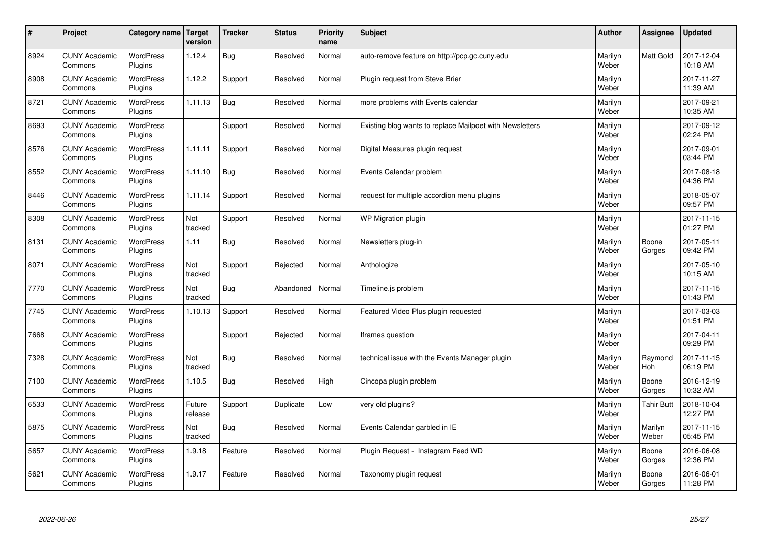| # | Project | Category name | Target version | Tracker | Status | Priority name | Subject | Author | Assignee | Updated |
|---|---|---|---|---|---|---|---|---|---|---|
| 8924 | CUNY Academic Commons | WordPress Plugins | 1.12.4 | Bug | Resolved | Normal | auto-remove feature on http://pcp.gc.cuny.edu | Marilyn Weber | Matt Gold | 2017-12-04 10:18 AM |
| 8908 | CUNY Academic Commons | WordPress Plugins | 1.12.2 | Support | Resolved | Normal | Plugin request from Steve Brier | Marilyn Weber | | 2017-11-27 11:39 AM |
| 8721 | CUNY Academic Commons | WordPress Plugins | 1.11.13 | Bug | Resolved | Normal | more problems with Events calendar | Marilyn Weber | | 2017-09-21 10:35 AM |
| 8693 | CUNY Academic Commons | WordPress Plugins | | Support | Resolved | Normal | Existing blog wants to replace Mailpoet with Newsletters | Marilyn Weber | | 2017-09-12 02:24 PM |
| 8576 | CUNY Academic Commons | WordPress Plugins | 1.11.11 | Support | Resolved | Normal | Digital Measures plugin request | Marilyn Weber | | 2017-09-01 03:44 PM |
| 8552 | CUNY Academic Commons | WordPress Plugins | 1.11.10 | Bug | Resolved | Normal | Events Calendar problem | Marilyn Weber | | 2017-08-18 04:36 PM |
| 8446 | CUNY Academic Commons | WordPress Plugins | 1.11.14 | Support | Resolved | Normal | request for multiple accordion menu plugins | Marilyn Weber | | 2018-05-07 09:57 PM |
| 8308 | CUNY Academic Commons | WordPress Plugins | Not tracked | Support | Resolved | Normal | WP Migration plugin | Marilyn Weber | | 2017-11-15 01:27 PM |
| 8131 | CUNY Academic Commons | WordPress Plugins | 1.11 | Bug | Resolved | Normal | Newsletters plug-in | Marilyn Weber | Boone Gorges | 2017-05-11 09:42 PM |
| 8071 | CUNY Academic Commons | WordPress Plugins | Not tracked | Support | Rejected | Normal | Anthologize | Marilyn Weber | | 2017-05-10 10:15 AM |
| 7770 | CUNY Academic Commons | WordPress Plugins | Not tracked | Bug | Abandoned | Normal | Timeline.js problem | Marilyn Weber | | 2017-11-15 01:43 PM |
| 7745 | CUNY Academic Commons | WordPress Plugins | 1.10.13 | Support | Resolved | Normal | Featured Video Plus plugin requested | Marilyn Weber | | 2017-03-03 01:51 PM |
| 7668 | CUNY Academic Commons | WordPress Plugins | | Support | Rejected | Normal | Iframes question | Marilyn Weber | | 2017-04-11 09:29 PM |
| 7328 | CUNY Academic Commons | WordPress Plugins | Not tracked | Bug | Resolved | Normal | technical issue with the Events Manager plugin | Marilyn Weber | Raymond Hoh | 2017-11-15 06:19 PM |
| 7100 | CUNY Academic Commons | WordPress Plugins | 1.10.5 | Bug | Resolved | High | Cincopa plugin problem | Marilyn Weber | Boone Gorges | 2016-12-19 10:32 AM |
| 6533 | CUNY Academic Commons | WordPress Plugins | Future release | Support | Duplicate | Low | very old plugins? | Marilyn Weber | Tahir Butt | 2018-10-04 12:27 PM |
| 5875 | CUNY Academic Commons | WordPress Plugins | Not tracked | Bug | Resolved | Normal | Events Calendar garbled in IE | Marilyn Weber | Marilyn Weber | 2017-11-15 05:45 PM |
| 5657 | CUNY Academic Commons | WordPress Plugins | 1.9.18 | Feature | Resolved | Normal | Plugin Request - Instagram Feed WD | Marilyn Weber | Boone Gorges | 2016-06-08 12:36 PM |
| 5621 | CUNY Academic Commons | WordPress Plugins | 1.9.17 | Feature | Resolved | Normal | Taxonomy plugin request | Marilyn Weber | Boone Gorges | 2016-06-01 11:28 PM |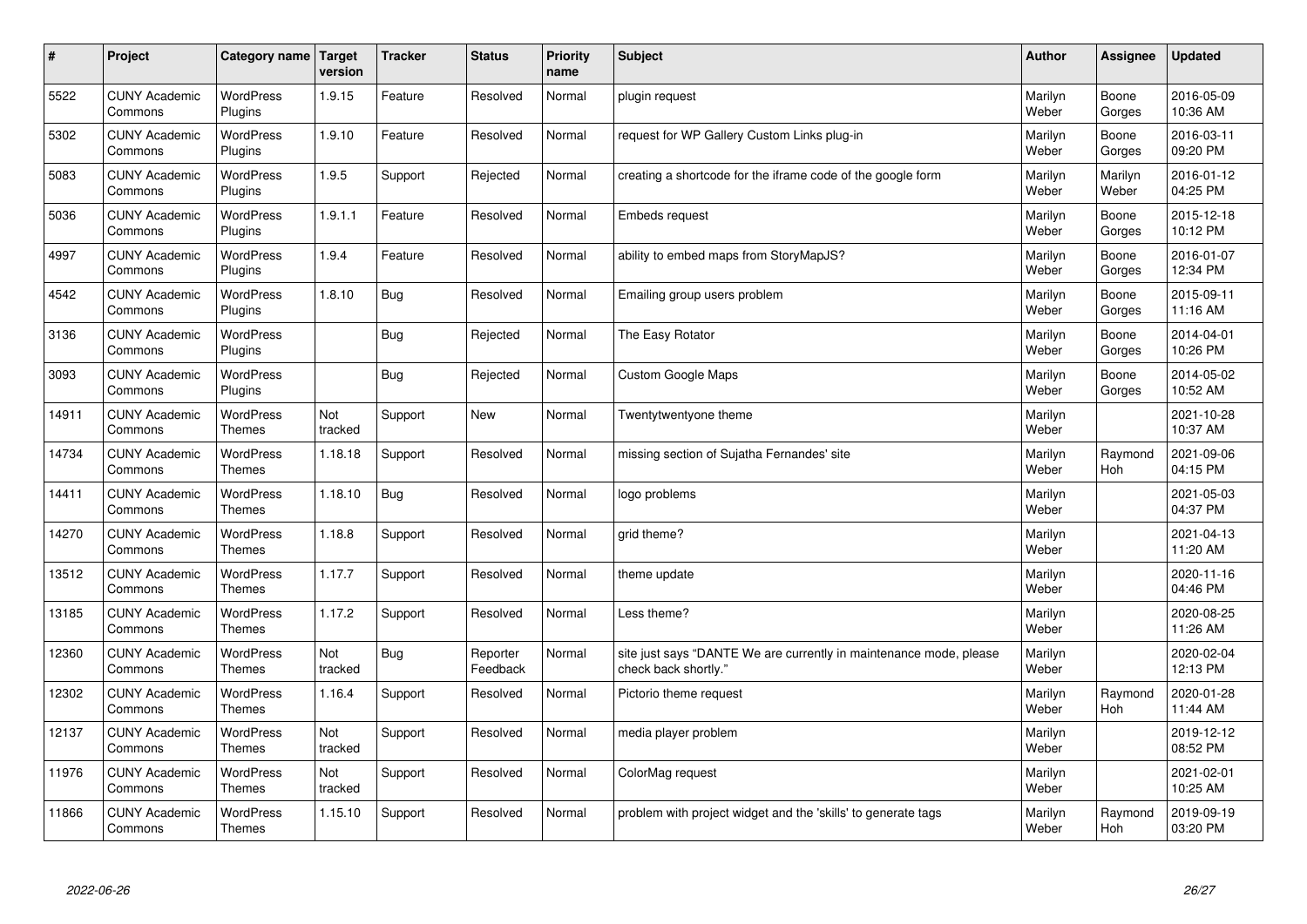| # | Project | Category name | Target version | Tracker | Status | Priority name | Subject | Author | Assignee | Updated |
|---|---|---|---|---|---|---|---|---|---|---|
| 5522 | CUNY Academic Commons | WordPress Plugins | 1.9.15 | Feature | Resolved | Normal | plugin request | Marilyn Weber | Boone Gorges | 2016-05-09 10:36 AM |
| 5302 | CUNY Academic Commons | WordPress Plugins | 1.9.10 | Feature | Resolved | Normal | request for WP Gallery Custom Links plug-in | Marilyn Weber | Boone Gorges | 2016-03-11 09:20 PM |
| 5083 | CUNY Academic Commons | WordPress Plugins | 1.9.5 | Support | Rejected | Normal | creating a shortcode for the iframe code of the google form | Marilyn Weber | Marilyn Weber | 2016-01-12 04:25 PM |
| 5036 | CUNY Academic Commons | WordPress Plugins | 1.9.1.1 | Feature | Resolved | Normal | Embeds request | Marilyn Weber | Boone Gorges | 2015-12-18 10:12 PM |
| 4997 | CUNY Academic Commons | WordPress Plugins | 1.9.4 | Feature | Resolved | Normal | ability to embed maps from StoryMapJS? | Marilyn Weber | Boone Gorges | 2016-01-07 12:34 PM |
| 4542 | CUNY Academic Commons | WordPress Plugins | 1.8.10 | Bug | Resolved | Normal | Emailing group users problem | Marilyn Weber | Boone Gorges | 2015-09-11 11:16 AM |
| 3136 | CUNY Academic Commons | WordPress Plugins | | Bug | Rejected | Normal | The Easy Rotator | Marilyn Weber | Boone Gorges | 2014-04-01 10:26 PM |
| 3093 | CUNY Academic Commons | WordPress Plugins | | Bug | Rejected | Normal | Custom Google Maps | Marilyn Weber | Boone Gorges | 2014-05-02 10:52 AM |
| 14911 | CUNY Academic Commons | WordPress Themes | Not tracked | Support | New | Normal | Twentytwentyone theme | Marilyn Weber | | 2021-10-28 10:37 AM |
| 14734 | CUNY Academic Commons | WordPress Themes | 1.18.18 | Support | Resolved | Normal | missing section of Sujatha Fernandes' site | Marilyn Weber | Raymond Hoh | 2021-09-06 04:15 PM |
| 14411 | CUNY Academic Commons | WordPress Themes | 1.18.10 | Bug | Resolved | Normal | logo problems | Marilyn Weber | | 2021-05-03 04:37 PM |
| 14270 | CUNY Academic Commons | WordPress Themes | 1.18.8 | Support | Resolved | Normal | grid theme? | Marilyn Weber | | 2021-04-13 11:20 AM |
| 13512 | CUNY Academic Commons | WordPress Themes | 1.17.7 | Support | Resolved | Normal | theme update | Marilyn Weber | | 2020-11-16 04:46 PM |
| 13185 | CUNY Academic Commons | WordPress Themes | 1.17.2 | Support | Resolved | Normal | Less theme? | Marilyn Weber | | 2020-08-25 11:26 AM |
| 12360 | CUNY Academic Commons | WordPress Themes | Not tracked | Bug | Reporter Feedback | Normal | site just says "DANTE We are currently in maintenance mode, please check back shortly." | Marilyn Weber | | 2020-02-04 12:13 PM |
| 12302 | CUNY Academic Commons | WordPress Themes | 1.16.4 | Support | Resolved | Normal | Pictorio theme request | Marilyn Weber | Raymond Hoh | 2020-01-28 11:44 AM |
| 12137 | CUNY Academic Commons | WordPress Themes | Not tracked | Support | Resolved | Normal | media player problem | Marilyn Weber | | 2019-12-12 08:52 PM |
| 11976 | CUNY Academic Commons | WordPress Themes | Not tracked | Support | Resolved | Normal | ColorMag request | Marilyn Weber | | 2021-02-01 10:25 AM |
| 11866 | CUNY Academic Commons | WordPress Themes | 1.15.10 | Support | Resolved | Normal | problem with project widget and the 'skills' to generate tags | Marilyn Weber | Raymond Hoh | 2019-09-19 03:20 PM |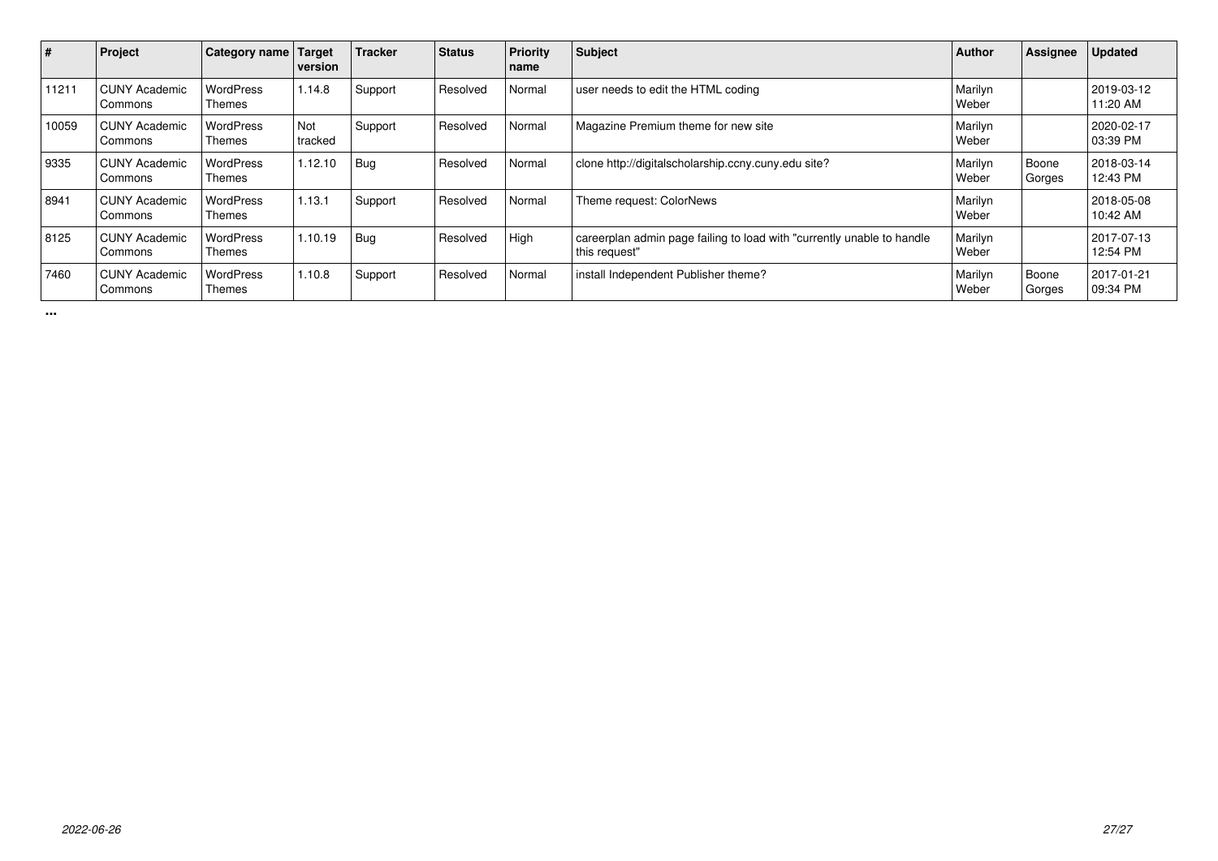| # | Project | Category name | Target version | Tracker | Status | Priority name | Subject | Author | Assignee | Updated |
|---|---|---|---|---|---|---|---|---|---|---|
| 11211 | CUNY Academic Commons | WordPress Themes | 1.14.8 | Support | Resolved | Normal | user needs to edit the HTML coding | Marilyn Weber | | 2019-03-12 11:20 AM |
| 10059 | CUNY Academic Commons | WordPress Themes | Not tracked | Support | Resolved | Normal | Magazine Premium theme for new site | Marilyn Weber | | 2020-02-17 03:39 PM |
| 9335 | CUNY Academic Commons | WordPress Themes | 1.12.10 | Bug | Resolved | Normal | clone http://digitalscholarship.ccny.cuny.edu site? | Marilyn Weber | Boone Gorges | 2018-03-14 12:43 PM |
| 8941 | CUNY Academic Commons | WordPress Themes | 1.13.1 | Support | Resolved | Normal | Theme request: ColorNews | Marilyn Weber | | 2018-05-08 10:42 AM |
| 8125 | CUNY Academic Commons | WordPress Themes | 1.10.19 | Bug | Resolved | High | careerplan admin page failing to load with "currently unable to handle this request" | Marilyn Weber | | 2017-07-13 12:54 PM |
| 7460 | CUNY Academic Commons | WordPress Themes | 1.10.8 | Support | Resolved | Normal | install Independent Publisher theme? | Marilyn Weber | Boone Gorges | 2017-01-21 09:34 PM |

...